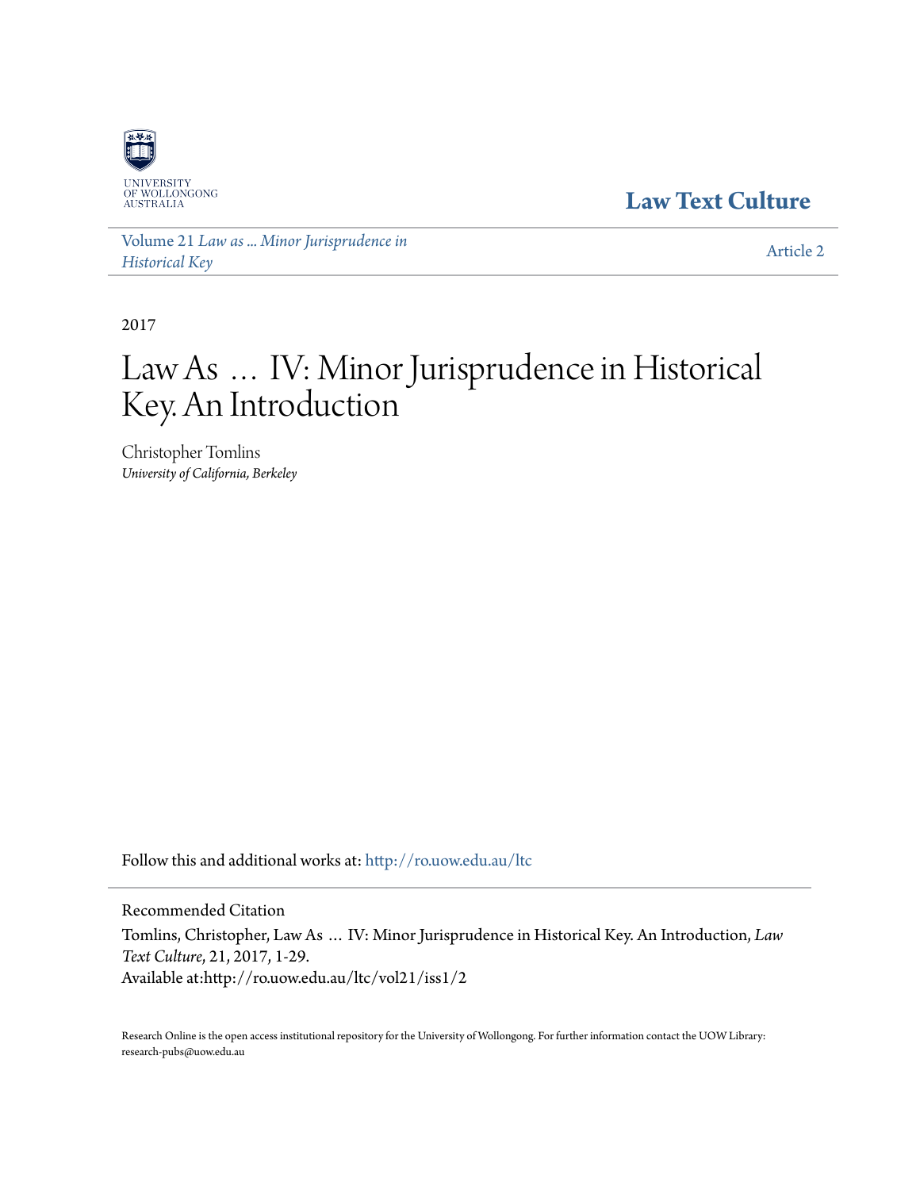UNIVERSITY OF WOLLONGONG AUSTRALIA

**Law Text Culture**

Volume 21 *Law as ... Minor Jurisprudence in Historical Key*

Article 2

2017

# Law As … IV: Minor Jurisprudence in Historical Key. An Introduction

Christopher Tomlins
*University of California, Berkeley*

Follow this and additional works at: http://ro.uow.edu.au/ltc

Recommended Citation

Tomlins, Christopher, Law As … IV: Minor Jurisprudence in Historical Key. An Introduction, *Law Text Culture*, 21, 2017, 1-29.
Available at:http://ro.uow.edu.au/ltc/vol21/iss1/2

Research Online is the open access institutional repository for the University of Wollongong. For further information contact the UOW Library: research-pubs@uow.edu.au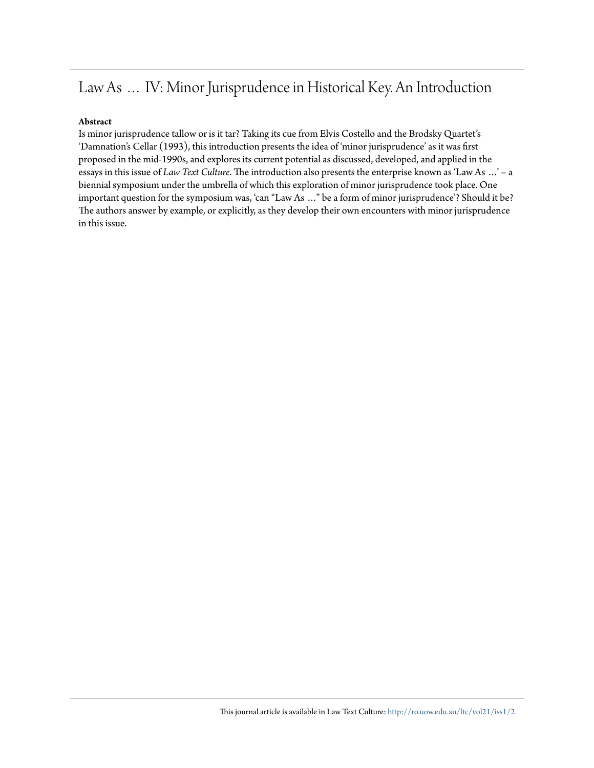# Law As … IV: Minor Jurisprudence in Historical Key. An Introduction

**Abstract**

Is minor jurisprudence tallow or is it tar? Taking its cue from Elvis Costello and the Brodsky Quartet's 'Damnation's Cellar (1993), this introduction presents the idea of 'minor jurisprudence' as it was first proposed in the mid-1990s, and explores its current potential as discussed, developed, and applied in the essays in this issue of *Law Text Culture*. The introduction also presents the enterprise known as 'Law As …' – a biennial symposium under the umbrella of which this exploration of minor jurisprudence took place. One important question for the symposium was, 'can "Law As …" be a form of minor jurisprudence'? Should it be? The authors answer by example, or explicitly, as they develop their own encounters with minor jurisprudence in this issue.

This journal article is available in Law Text Culture: http://ro.uow.edu.au/ltc/vol21/iss1/2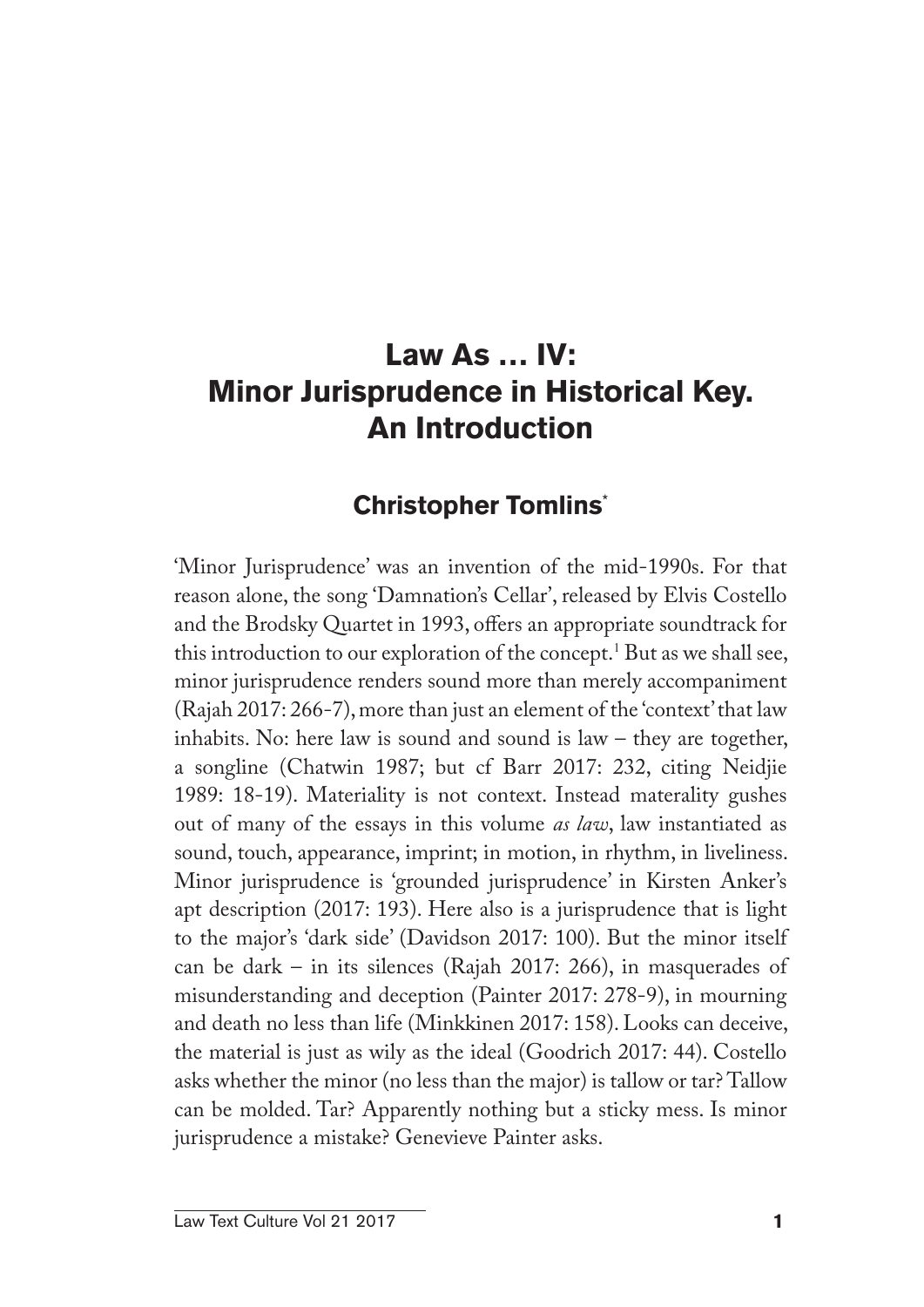# Law As … IV: Minor Jurisprudence in Historical Key. An Introduction

## Christopher Tomlins*

'Minor Jurisprudence' was an invention of the mid-1990s. For that reason alone, the song 'Damnation's Cellar', released by Elvis Costello and the Brodsky Quartet in 1993, offers an appropriate soundtrack for this introduction to our exploration of the concept.[1] But as we shall see, minor jurisprudence renders sound more than merely accompaniment (Rajah 2017: 266-7), more than just an element of the 'context' that law inhabits. No: here law is sound and sound is law – they are together, a songline (Chatwin 1987; but cf Barr 2017: 232, citing Neidjie 1989: 18-19). Materiality is not context. Instead materality gushes out of many of the essays in this volume *as law*, law instantiated as sound, touch, appearance, imprint; in motion, in rhythm, in liveliness. Minor jurisprudence is 'grounded jurisprudence' in Kirsten Anker's apt description (2017: 193). Here also is a jurisprudence that is light to the major's 'dark side' (Davidson 2017: 100). But the minor itself can be dark – in its silences (Rajah 2017: 266), in masquerades of misunderstanding and deception (Painter 2017: 278-9), in mourning and death no less than life (Minkkinen 2017: 158). Looks can deceive, the material is just as wily as the ideal (Goodrich 2017: 44). Costello asks whether the minor (no less than the major) is tallow or tar? Tallow can be molded. Tar? Apparently nothing but a sticky mess. Is minor jurisprudence a mistake? Genevieve Painter asks.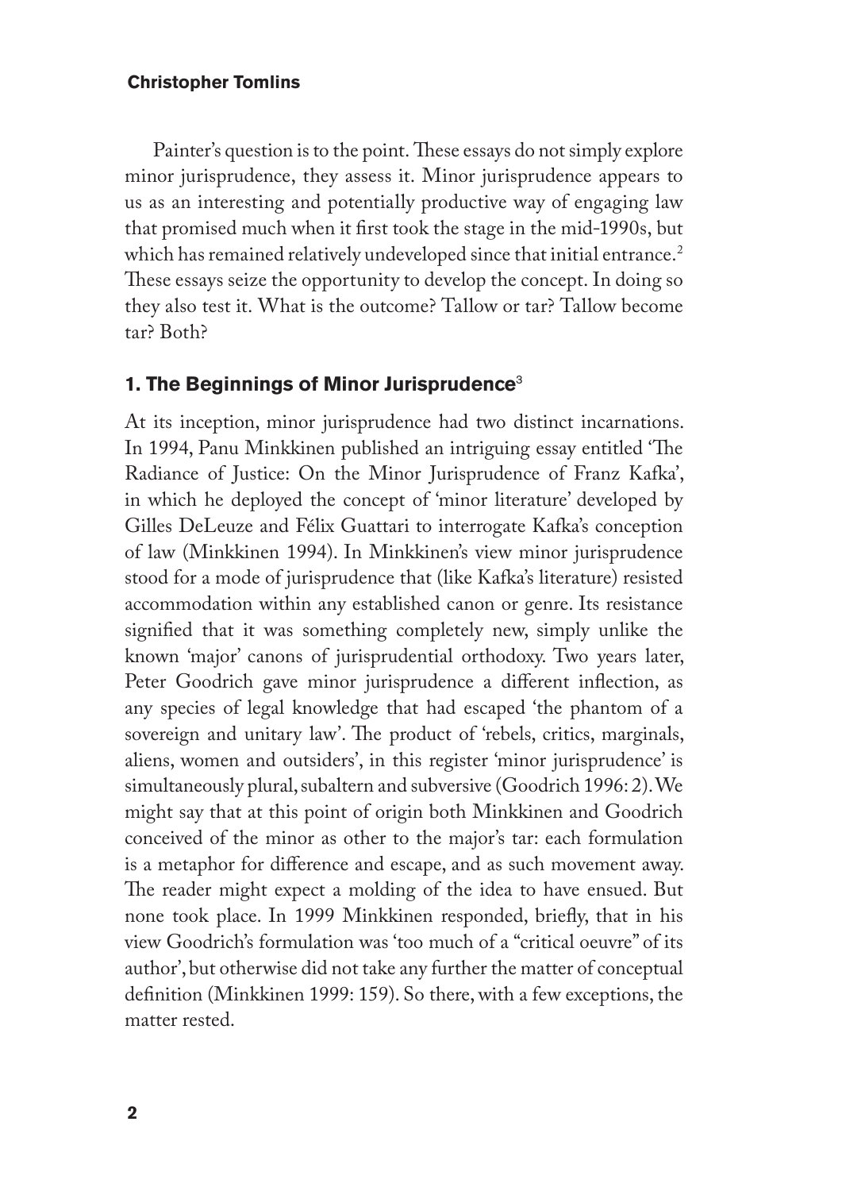Painter's question is to the point. These essays do not simply explore minor jurisprudence, they assess it. Minor jurisprudence appears to us as an interesting and potentially productive way of engaging law that promised much when it first took the stage in the mid-1990s, but which has remained relatively undeveloped since that initial entrance.[2] These essays seize the opportunity to develop the concept. In doing so they also test it. What is the outcome? Tallow or tar? Tallow become tar? Both?

## 1. The Beginnings of Minor Jurisprudence[3]

At its inception, minor jurisprudence had two distinct incarnations. In 1994, Panu Minkkinen published an intriguing essay entitled 'The Radiance of Justice: On the Minor Jurisprudence of Franz Kafka', in which he deployed the concept of 'minor literature' developed by Gilles DeLeuze and Félix Guattari to interrogate Kafka's conception of law (Minkkinen 1994). In Minkkinen's view minor jurisprudence stood for a mode of jurisprudence that (like Kafka's literature) resisted accommodation within any established canon or genre. Its resistance signified that it was something completely new, simply unlike the known 'major' canons of jurisprudential orthodoxy. Two years later, Peter Goodrich gave minor jurisprudence a different inflection, as any species of legal knowledge that had escaped 'the phantom of a sovereign and unitary law'. The product of 'rebels, critics, marginals, aliens, women and outsiders', in this register 'minor jurisprudence' is simultaneously plural, subaltern and subversive (Goodrich 1996: 2). We might say that at this point of origin both Minkkinen and Goodrich conceived of the minor as other to the major's tar: each formulation is a metaphor for difference and escape, and as such movement away. The reader might expect a molding of the idea to have ensued. But none took place. In 1999 Minkkinen responded, briefly, that in his view Goodrich's formulation was 'too much of a "critical oeuvre" of its author', but otherwise did not take any further the matter of conceptual definition (Minkkinen 1999: 159). So there, with a few exceptions, the matter rested.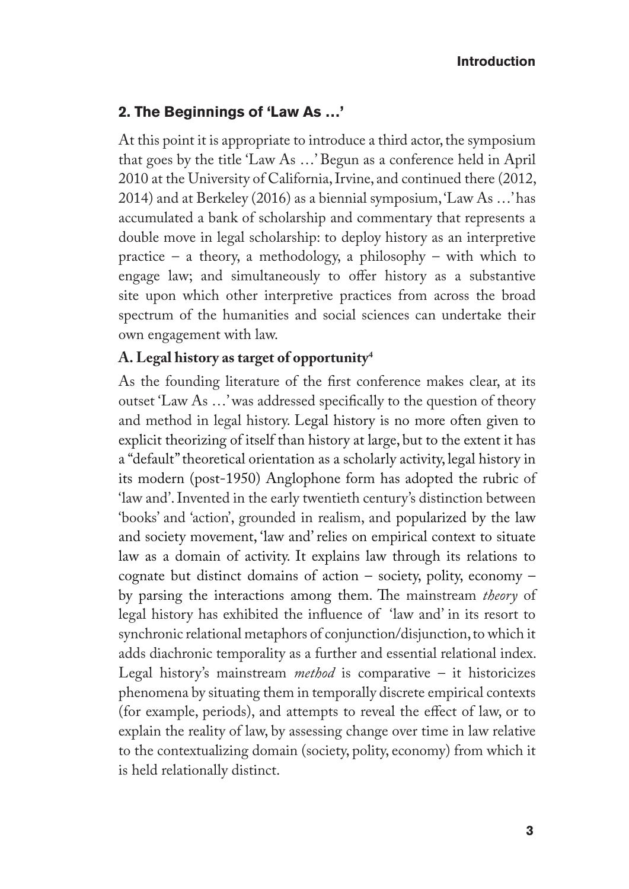## 2. The Beginnings of 'Law As …'

At this point it is appropriate to introduce a third actor, the symposium that goes by the title 'Law As …' Begun as a conference held in April 2010 at the University of California, Irvine, and continued there (2012, 2014) and at Berkeley (2016) as a biennial symposium, 'Law As …' has accumulated a bank of scholarship and commentary that represents a double move in legal scholarship: to deploy history as an interpretive practice – a theory, a methodology, a philosophy – with which to engage law; and simultaneously to offer history as a substantive site upon which other interpretive practices from across the broad spectrum of the humanities and social sciences can undertake their own engagement with law.

### A. Legal history as target of opportunity[4]

As the founding literature of the first conference makes clear, at its outset 'Law As …' was addressed specifically to the question of theory and method in legal history. Legal history is no more often given to explicit theorizing of itself than history at large, but to the extent it has a "default" theoretical orientation as a scholarly activity, legal history in its modern (post-1950) Anglophone form has adopted the rubric of 'law and'. Invented in the early twentieth century's distinction between 'books' and 'action', grounded in realism, and popularized by the law and society movement, 'law and' relies on empirical context to situate law as a domain of activity. It explains law through its relations to cognate but distinct domains of action – society, polity, economy – by parsing the interactions among them. The mainstream *theory* of legal history has exhibited the influence of 'law and' in its resort to synchronic relational metaphors of conjunction/disjunction, to which it adds diachronic temporality as a further and essential relational index. Legal history's mainstream *method* is comparative – it historicizes phenomena by situating them in temporally discrete empirical contexts (for example, periods), and attempts to reveal the effect of law, or to explain the reality of law, by assessing change over time in law relative to the contextualizing domain (society, polity, economy) from which it is held relationally distinct.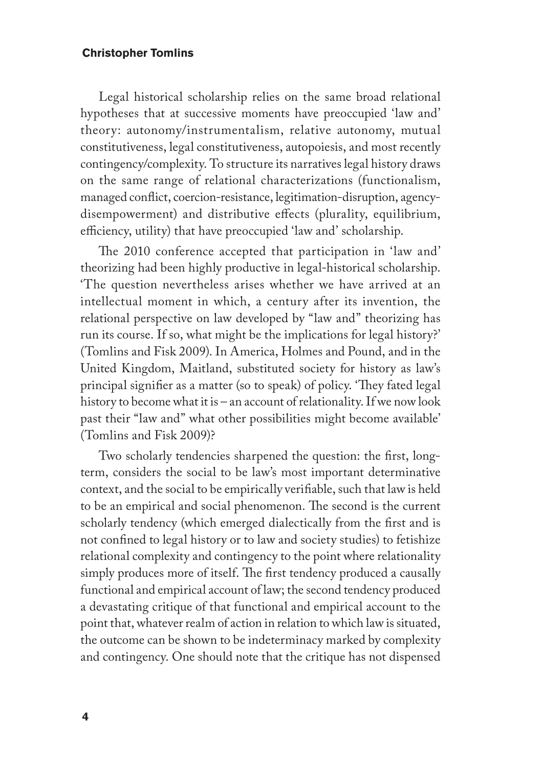Legal historical scholarship relies on the same broad relational hypotheses that at successive moments have preoccupied 'law and' theory: autonomy/instrumentalism, relative autonomy, mutual constitutiveness, legal constitutiveness, autopoiesis, and most recently contingency/complexity. To structure its narratives legal history draws on the same range of relational characterizations (functionalism, managed conflict, coercion-resistance, legitimation-disruption, agency-disempowerment) and distributive effects (plurality, equilibrium, efficiency, utility) that have preoccupied 'law and' scholarship.

The 2010 conference accepted that participation in 'law and' theorizing had been highly productive in legal-historical scholarship. 'The question nevertheless arises whether we have arrived at an intellectual moment in which, a century after its invention, the relational perspective on law developed by "law and" theorizing has run its course. If so, what might be the implications for legal history?' (Tomlins and Fisk 2009). In America, Holmes and Pound, and in the United Kingdom, Maitland, substituted society for history as law's principal signifier as a matter (so to speak) of policy. 'They fated legal history to become what it is – an account of relationality. If we now look past their "law and" what other possibilities might become available' (Tomlins and Fisk 2009)?

Two scholarly tendencies sharpened the question: the first, long-term, considers the social to be law's most important determinative context, and the social to be empirically verifiable, such that law is held to be an empirical and social phenomenon. The second is the current scholarly tendency (which emerged dialectically from the first and is not confined to legal history or to law and society studies) to fetishize relational complexity and contingency to the point where relationality simply produces more of itself. The first tendency produced a causally functional and empirical account of law; the second tendency produced a devastating critique of that functional and empirical account to the point that, whatever realm of action in relation to which law is situated, the outcome can be shown to be indeterminacy marked by complexity and contingency. One should note that the critique has not dispensed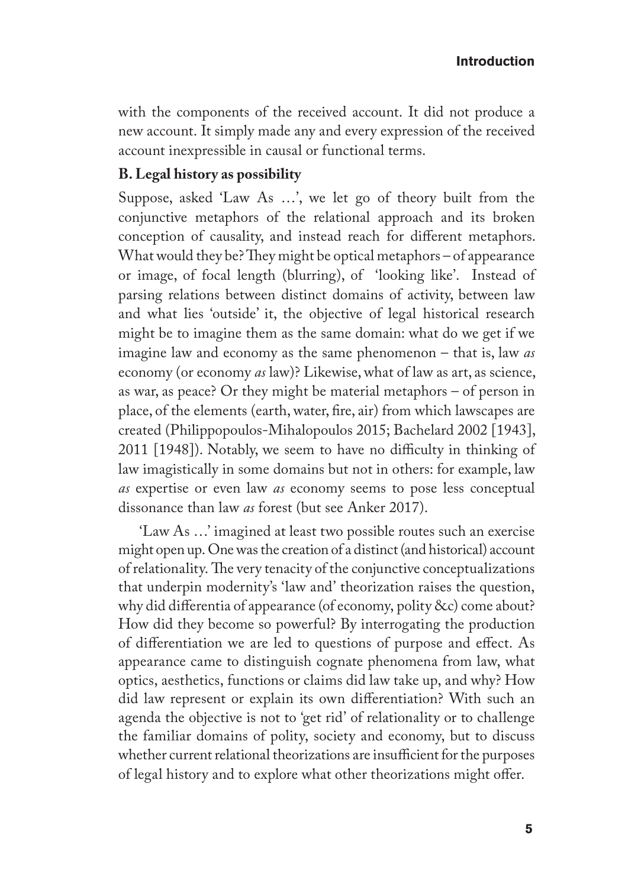with the components of the received account. It did not produce a new account. It simply made any and every expression of the received account inexpressible in causal or functional terms.

### B. Legal history as possibility

Suppose, asked 'Law As …', we let go of theory built from the conjunctive metaphors of the relational approach and its broken conception of causality, and instead reach for different metaphors. What would they be? They might be optical metaphors – of appearance or image, of focal length (blurring), of 'looking like'. Instead of parsing relations between distinct domains of activity, between law and what lies 'outside' it, the objective of legal historical research might be to imagine them as the same domain: what do we get if we imagine law and economy as the same phenomenon – that is, law *as* economy (or economy *as* law)? Likewise, what of law as art, as science, as war, as peace? Or they might be material metaphors – of person in place, of the elements (earth, water, fire, air) from which lawscapes are created (Philippopoulos-Mihalopoulos 2015; Bachelard 2002 [1943], 2011 [1948]). Notably, we seem to have no difficulty in thinking of law imagistically in some domains but not in others: for example, law *as* expertise or even law *as* economy seems to pose less conceptual dissonance than law *as* forest (but see Anker 2017).

'Law As …' imagined at least two possible routes such an exercise might open up. One was the creation of a distinct (and historical) account of relationality. The very tenacity of the conjunctive conceptualizations that underpin modernity's 'law and' theorization raises the question, why did differentia of appearance (of economy, polity &c) come about? How did they become so powerful? By interrogating the production of differentiation we are led to questions of purpose and effect. As appearance came to distinguish cognate phenomena from law, what optics, aesthetics, functions or claims did law take up, and why? How did law represent or explain its own differentiation? With such an agenda the objective is not to 'get rid' of relationality or to challenge the familiar domains of polity, society and economy, but to discuss whether current relational theorizations are insufficient for the purposes of legal history and to explore what other theorizations might offer.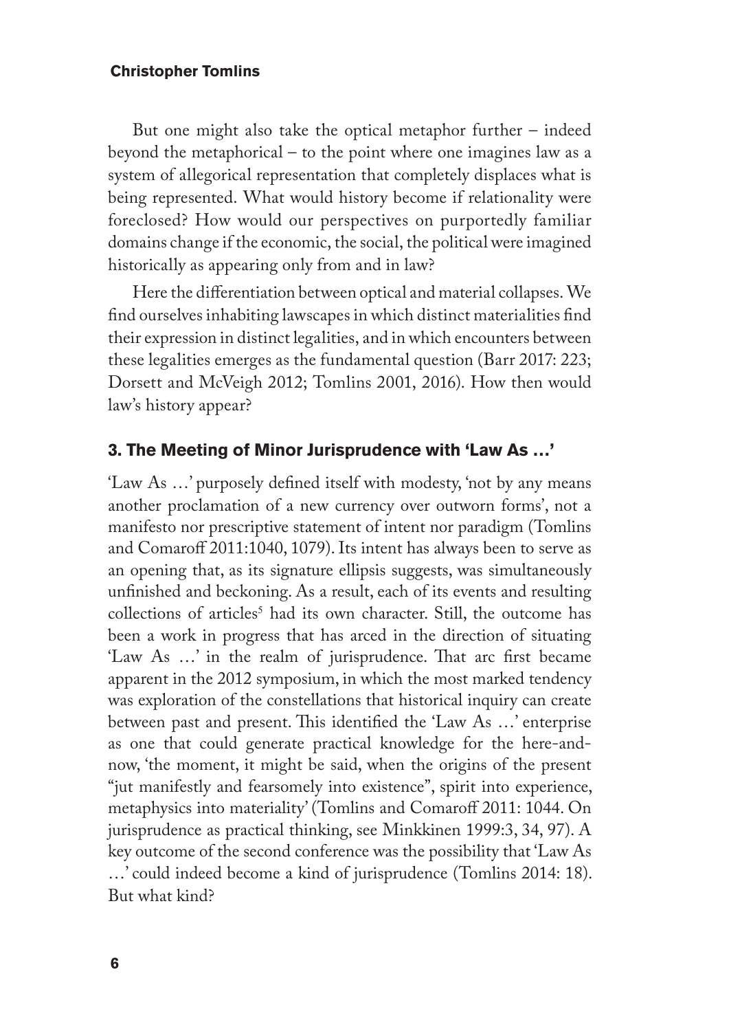But one might also take the optical metaphor further – indeed beyond the metaphorical – to the point where one imagines law as a system of allegorical representation that completely displaces what is being represented. What would history become if relationality were foreclosed? How would our perspectives on purportedly familiar domains change if the economic, the social, the political were imagined historically as appearing only from and in law?

Here the differentiation between optical and material collapses. We find ourselves inhabiting lawscapes in which distinct materialities find their expression in distinct legalities, and in which encounters between these legalities emerges as the fundamental question (Barr 2017: 223; Dorsett and McVeigh 2012; Tomlins 2001, 2016). How then would law's history appear?

## 3. The Meeting of Minor Jurisprudence with 'Law As …'

'Law As …' purposely defined itself with modesty, 'not by any means another proclamation of a new currency over outworn forms', not a manifesto nor prescriptive statement of intent nor paradigm (Tomlins and Comaroff 2011:1040, 1079). Its intent has always been to serve as an opening that, as its signature ellipsis suggests, was simultaneously unfinished and beckoning. As a result, each of its events and resulting collections of articles[5] had its own character. Still, the outcome has been a work in progress that has arced in the direction of situating 'Law As …' in the realm of jurisprudence. That arc first became apparent in the 2012 symposium, in which the most marked tendency was exploration of the constellations that historical inquiry can create between past and present. This identified the 'Law As …' enterprise as one that could generate practical knowledge for the here-and-now, 'the moment, it might be said, when the origins of the present "jut manifestly and fearsomely into existence", spirit into experience, metaphysics into materiality' (Tomlins and Comaroff 2011: 1044. On jurisprudence as practical thinking, see Minkkinen 1999:3, 34, 97). A key outcome of the second conference was the possibility that 'Law As …' could indeed become a kind of jurisprudence (Tomlins 2014: 18). But what kind?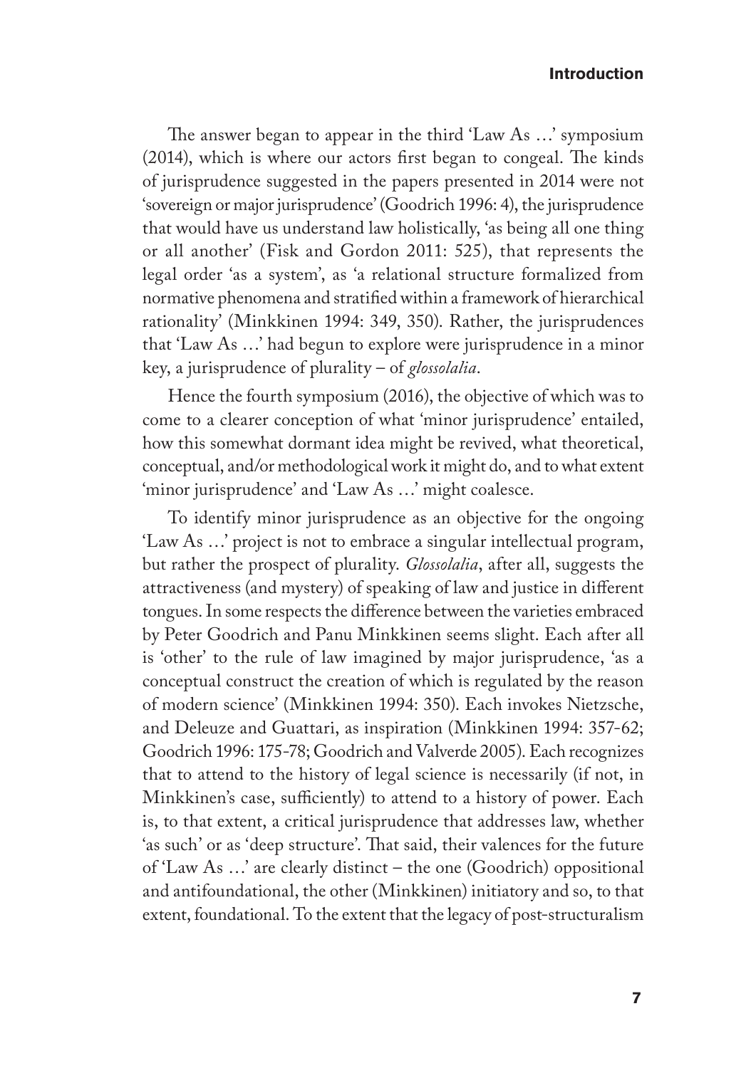The answer began to appear in the third 'Law As …' symposium (2014), which is where our actors first began to congeal. The kinds of jurisprudence suggested in the papers presented in 2014 were not 'sovereign or major jurisprudence' (Goodrich 1996: 4), the jurisprudence that would have us understand law holistically, 'as being all one thing or all another' (Fisk and Gordon 2011: 525), that represents the legal order 'as a system', as 'a relational structure formalized from normative phenomena and stratified within a framework of hierarchical rationality' (Minkkinen 1994: 349, 350). Rather, the jurisprudences that 'Law As …' had begun to explore were jurisprudence in a minor key, a jurisprudence of plurality – of *glossolalia*.

Hence the fourth symposium (2016), the objective of which was to come to a clearer conception of what 'minor jurisprudence' entailed, how this somewhat dormant idea might be revived, what theoretical, conceptual, and/or methodological work it might do, and to what extent 'minor jurisprudence' and 'Law As …' might coalesce.

To identify minor jurisprudence as an objective for the ongoing 'Law As …' project is not to embrace a singular intellectual program, but rather the prospect of plurality. *Glossolalia*, after all, suggests the attractiveness (and mystery) of speaking of law and justice in different tongues. In some respects the difference between the varieties embraced by Peter Goodrich and Panu Minkkinen seems slight. Each after all is 'other' to the rule of law imagined by major jurisprudence, 'as a conceptual construct the creation of which is regulated by the reason of modern science' (Minkkinen 1994: 350). Each invokes Nietzsche, and Deleuze and Guattari, as inspiration (Minkkinen 1994: 357-62; Goodrich 1996: 175-78; Goodrich and Valverde 2005). Each recognizes that to attend to the history of legal science is necessarily (if not, in Minkkinen's case, sufficiently) to attend to a history of power. Each is, to that extent, a critical jurisprudence that addresses law, whether 'as such' or as 'deep structure'. That said, their valences for the future of 'Law As …' are clearly distinct – the one (Goodrich) oppositional and antifoundational, the other (Minkkinen) initiatory and so, to that extent, foundational. To the extent that the legacy of post-structuralism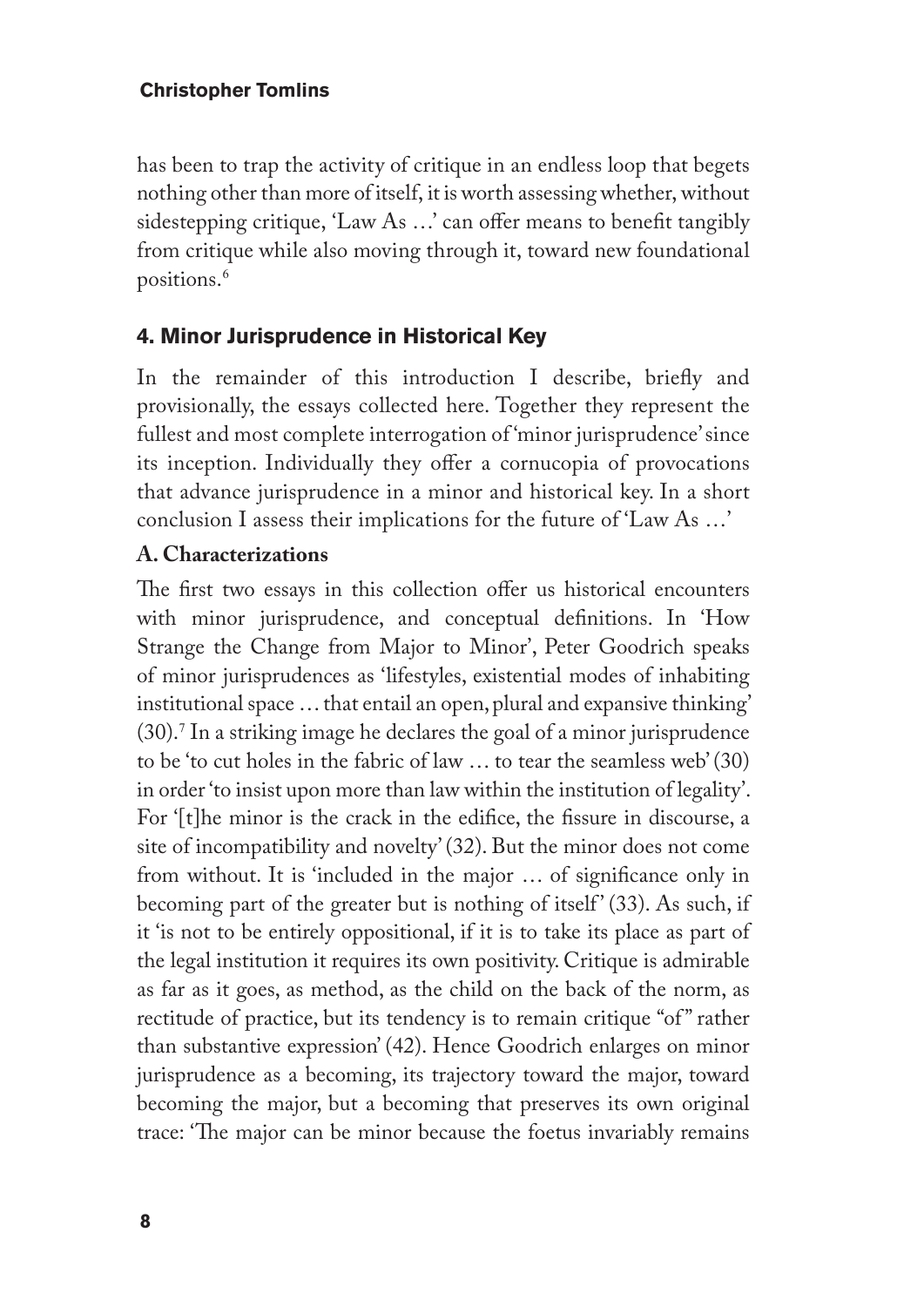has been to trap the activity of critique in an endless loop that begets nothing other than more of itself, it is worth assessing whether, without sidestepping critique, 'Law As …' can offer means to benefit tangibly from critique while also moving through it, toward new foundational positions.[6]

## 4. Minor Jurisprudence in Historical Key

In the remainder of this introduction I describe, briefly and provisionally, the essays collected here. Together they represent the fullest and most complete interrogation of 'minor jurisprudence' since its inception. Individually they offer a cornucopia of provocations that advance jurisprudence in a minor and historical key. In a short conclusion I assess their implications for the future of 'Law As …'

### A. Characterizations

The first two essays in this collection offer us historical encounters with minor jurisprudence, and conceptual definitions. In 'How Strange the Change from Major to Minor', Peter Goodrich speaks of minor jurisprudences as 'lifestyles, existential modes of inhabiting institutional space … that entail an open, plural and expansive thinking' (30).[7] In a striking image he declares the goal of a minor jurisprudence to be 'to cut holes in the fabric of law … to tear the seamless web' (30) in order 'to insist upon more than law within the institution of legality'. For '[t]he minor is the crack in the edifice, the fissure in discourse, a site of incompatibility and novelty' (32). But the minor does not come from without. It is 'included in the major … of significance only in becoming part of the greater but is nothing of itself' (33). As such, if it 'is not to be entirely oppositional, if it is to take its place as part of the legal institution it requires its own positivity. Critique is admirable as far as it goes, as method, as the child on the back of the norm, as rectitude of practice, but its tendency is to remain critique "of" rather than substantive expression' (42). Hence Goodrich enlarges on minor jurisprudence as a becoming, its trajectory toward the major, toward becoming the major, but a becoming that preserves its own original trace: 'The major can be minor because the foetus invariably remains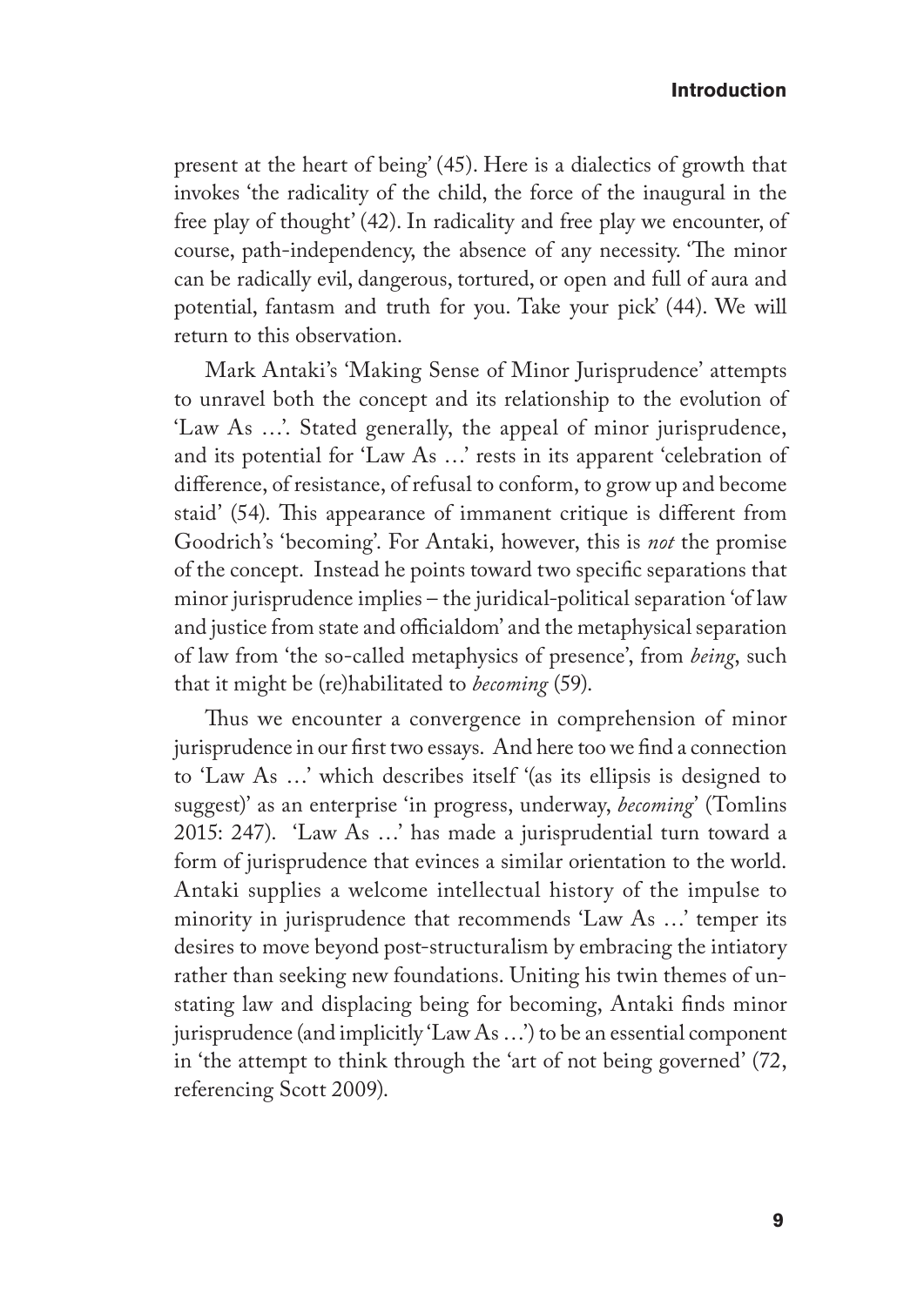present at the heart of being' (45). Here is a dialectics of growth that invokes 'the radicality of the child, the force of the inaugural in the free play of thought' (42). In radicality and free play we encounter, of course, path-independency, the absence of any necessity. 'The minor can be radically evil, dangerous, tortured, or open and full of aura and potential, fantasm and truth for you. Take your pick' (44). We will return to this observation.

Mark Antaki's 'Making Sense of Minor Jurisprudence' attempts to unravel both the concept and its relationship to the evolution of 'Law As …'. Stated generally, the appeal of minor jurisprudence, and its potential for 'Law As …' rests in its apparent 'celebration of difference, of resistance, of refusal to conform, to grow up and become staid' (54). This appearance of immanent critique is different from Goodrich's 'becoming'. For Antaki, however, this is *not* the promise of the concept. Instead he points toward two specific separations that minor jurisprudence implies – the juridical-political separation 'of law and justice from state and officialdom' and the metaphysical separation of law from 'the so-called metaphysics of presence', from *being*, such that it might be (re)habilitated to *becoming* (59).

Thus we encounter a convergence in comprehension of minor jurisprudence in our first two essays. And here too we find a connection to 'Law As …' which describes itself '(as its ellipsis is designed to suggest)' as an enterprise 'in progress, underway, *becoming*' (Tomlins 2015: 247). 'Law As …' has made a jurisprudential turn toward a form of jurisprudence that evinces a similar orientation to the world. Antaki supplies a welcome intellectual history of the impulse to minority in jurisprudence that recommends 'Law As …' temper its desires to move beyond post-structuralism by embracing the intiatory rather than seeking new foundations. Uniting his twin themes of un-stating law and displacing being for becoming, Antaki finds minor jurisprudence (and implicitly 'Law As …') to be an essential component in 'the attempt to think through the 'art of not being governed' (72, referencing Scott 2009).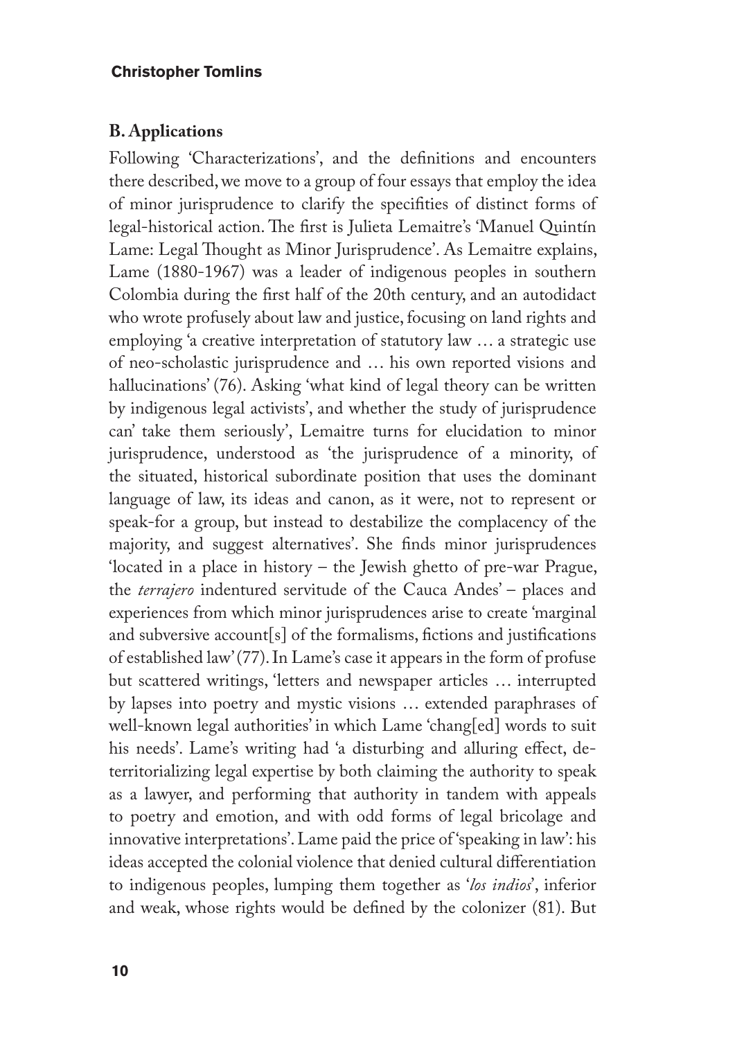## B. Applications

Following 'Characterizations', and the definitions and encounters there described, we move to a group of four essays that employ the idea of minor jurisprudence to clarify the specifities of distinct forms of legal-historical action. The first is Julieta Lemaitre's 'Manuel Quintín Lame: Legal Thought as Minor Jurisprudence'. As Lemaitre explains, Lame (1880-1967) was a leader of indigenous peoples in southern Colombia during the first half of the 20th century, and an autodidact who wrote profusely about law and justice, focusing on land rights and employing 'a creative interpretation of statutory law … a strategic use of neo-scholastic jurisprudence and … his own reported visions and hallucinations' (76). Asking 'what kind of legal theory can be written by indigenous legal activists', and whether the study of jurisprudence can' take them seriously', Lemaitre turns for elucidation to minor jurisprudence, understood as 'the jurisprudence of a minority, of the situated, historical subordinate position that uses the dominant language of law, its ideas and canon, as it were, not to represent or speak-for a group, but instead to destabilize the complacency of the majority, and suggest alternatives'. She finds minor jurisprudences 'located in a place in history – the Jewish ghetto of pre-war Prague, the *terrajero* indentured servitude of the Cauca Andes' – places and experiences from which minor jurisprudences arise to create 'marginal and subversive account[s] of the formalisms, fictions and justifications of established law' (77). In Lame's case it appears in the form of profuse but scattered writings, 'letters and newspaper articles … interrupted by lapses into poetry and mystic visions … extended paraphrases of well-known legal authorities' in which Lame 'chang[ed] words to suit his needs'. Lame's writing had 'a disturbing and alluring effect, de-territorializing legal expertise by both claiming the authority to speak as a lawyer, and performing that authority in tandem with appeals to poetry and emotion, and with odd forms of legal bricolage and innovative interpretations'. Lame paid the price of 'speaking in law': his ideas accepted the colonial violence that denied cultural differentiation to indigenous peoples, lumping them together as '*los indios*', inferior and weak, whose rights would be defined by the colonizer (81). But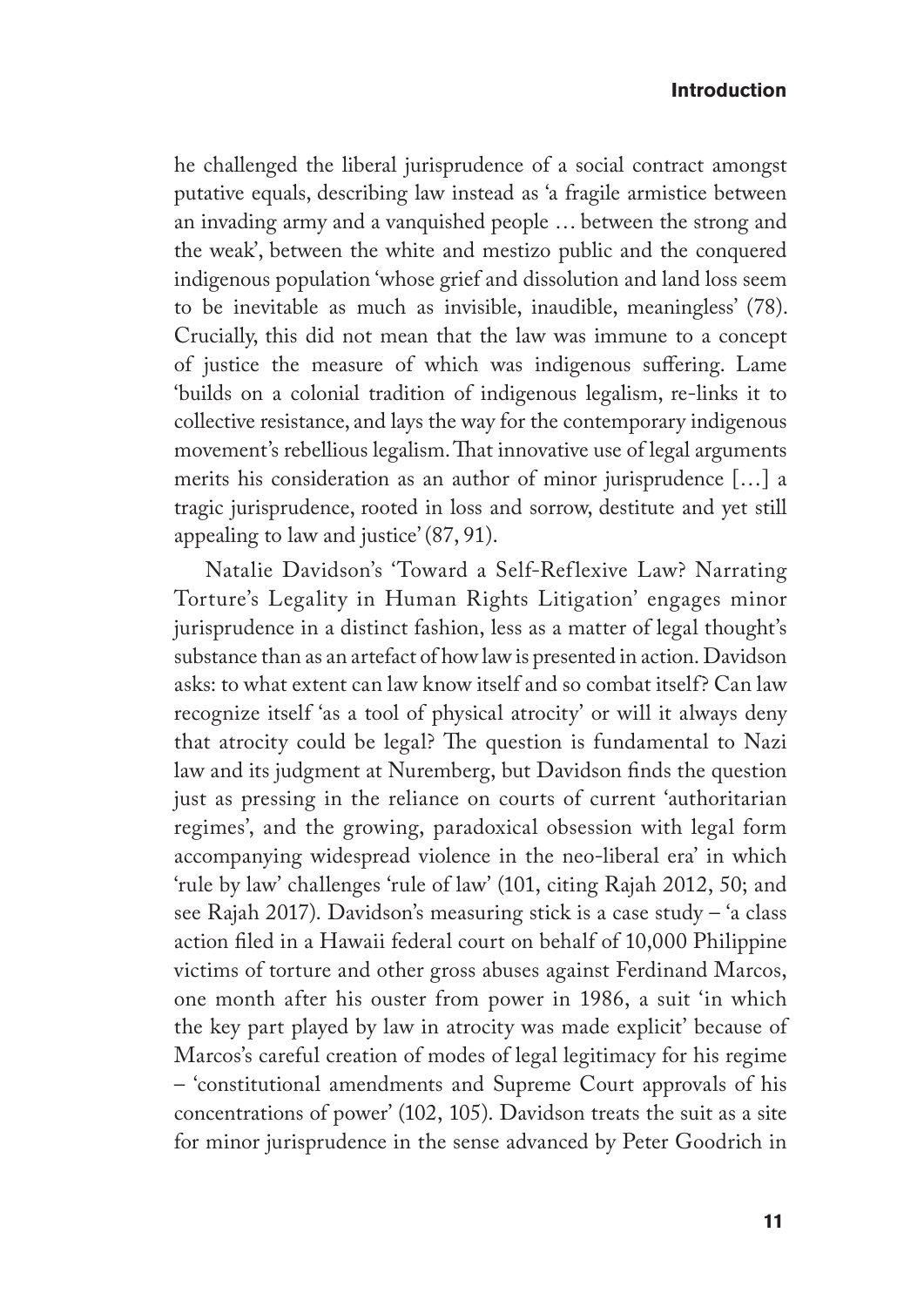he challenged the liberal jurisprudence of a social contract amongst putative equals, describing law instead as 'a fragile armistice between an invading army and a vanquished people … between the strong and the weak', between the white and mestizo public and the conquered indigenous population 'whose grief and dissolution and land loss seem to be inevitable as much as invisible, inaudible, meaningless' (78). Crucially, this did not mean that the law was immune to a concept of justice the measure of which was indigenous suffering. Lame 'builds on a colonial tradition of indigenous legalism, re-links it to collective resistance, and lays the way for the contemporary indigenous movement's rebellious legalism. That innovative use of legal arguments merits his consideration as an author of minor jurisprudence […] a tragic jurisprudence, rooted in loss and sorrow, destitute and yet still appealing to law and justice' (87, 91).

Natalie Davidson's 'Toward a Self-Reflexive Law? Narrating Torture's Legality in Human Rights Litigation' engages minor jurisprudence in a distinct fashion, less as a matter of legal thought's substance than as an artefact of how law is presented in action. Davidson asks: to what extent can law know itself and so combat itself? Can law recognize itself 'as a tool of physical atrocity' or will it always deny that atrocity could be legal? The question is fundamental to Nazi law and its judgment at Nuremberg, but Davidson finds the question just as pressing in the reliance on courts of current 'authoritarian regimes', and the growing, paradoxical obsession with legal form accompanying widespread violence in the neo-liberal era' in which 'rule by law' challenges 'rule of law' (101, citing Rajah 2012, 50; and see Rajah 2017). Davidson's measuring stick is a case study – 'a class action filed in a Hawaii federal court on behalf of 10,000 Philippine victims of torture and other gross abuses against Ferdinand Marcos, one month after his ouster from power in 1986, a suit 'in which the key part played by law in atrocity was made explicit' because of Marcos's careful creation of modes of legal legitimacy for his regime – 'constitutional amendments and Supreme Court approvals of his concentrations of power' (102, 105). Davidson treats the suit as a site for minor jurisprudence in the sense advanced by Peter Goodrich in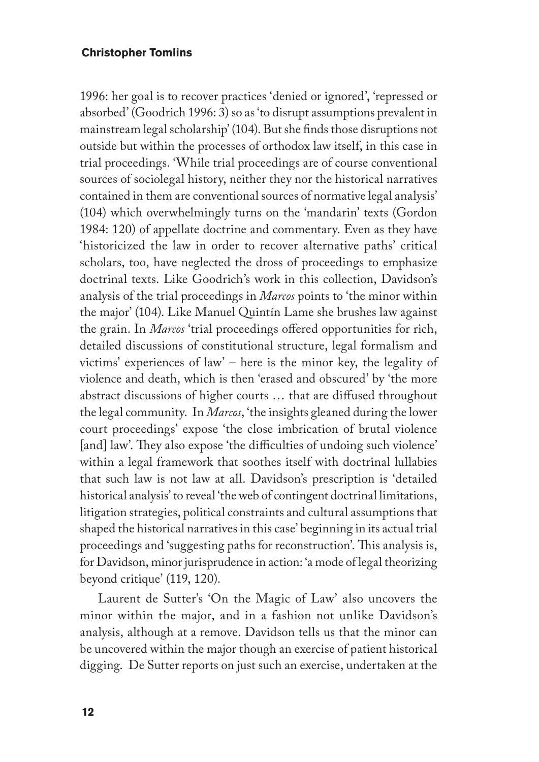1996: her goal is to recover practices 'denied or ignored', 'repressed or absorbed' (Goodrich 1996: 3) so as 'to disrupt assumptions prevalent in mainstream legal scholarship' (104). But she finds those disruptions not outside but within the processes of orthodox law itself, in this case in trial proceedings. 'While trial proceedings are of course conventional sources of sociolegal history, neither they nor the historical narratives contained in them are conventional sources of normative legal analysis' (104) which overwhelmingly turns on the 'mandarin' texts (Gordon 1984: 120) of appellate doctrine and commentary. Even as they have 'historicized the law in order to recover alternative paths' critical scholars, too, have neglected the dross of proceedings to emphasize doctrinal texts. Like Goodrich's work in this collection, Davidson's analysis of the trial proceedings in *Marcos* points to 'the minor within the major' (104). Like Manuel Quintín Lame she brushes law against the grain. In *Marcos* 'trial proceedings offered opportunities for rich, detailed discussions of constitutional structure, legal formalism and victims' experiences of law' – here is the minor key, the legality of violence and death, which is then 'erased and obscured' by 'the more abstract discussions of higher courts … that are diffused throughout the legal community. In *Marcos*, 'the insights gleaned during the lower court proceedings' expose 'the close imbrication of brutal violence [and] law'. They also expose 'the difficulties of undoing such violence' within a legal framework that soothes itself with doctrinal lullabies that such law is not law at all. Davidson's prescription is 'detailed historical analysis' to reveal 'the web of contingent doctrinal limitations, litigation strategies, political constraints and cultural assumptions that shaped the historical narratives in this case' beginning in its actual trial proceedings and 'suggesting paths for reconstruction'. This analysis is, for Davidson, minor jurisprudence in action: 'a mode of legal theorizing beyond critique' (119, 120).

Laurent de Sutter's 'On the Magic of Law' also uncovers the minor within the major, and in a fashion not unlike Davidson's analysis, although at a remove. Davidson tells us that the minor can be uncovered within the major though an exercise of patient historical digging. De Sutter reports on just such an exercise, undertaken at the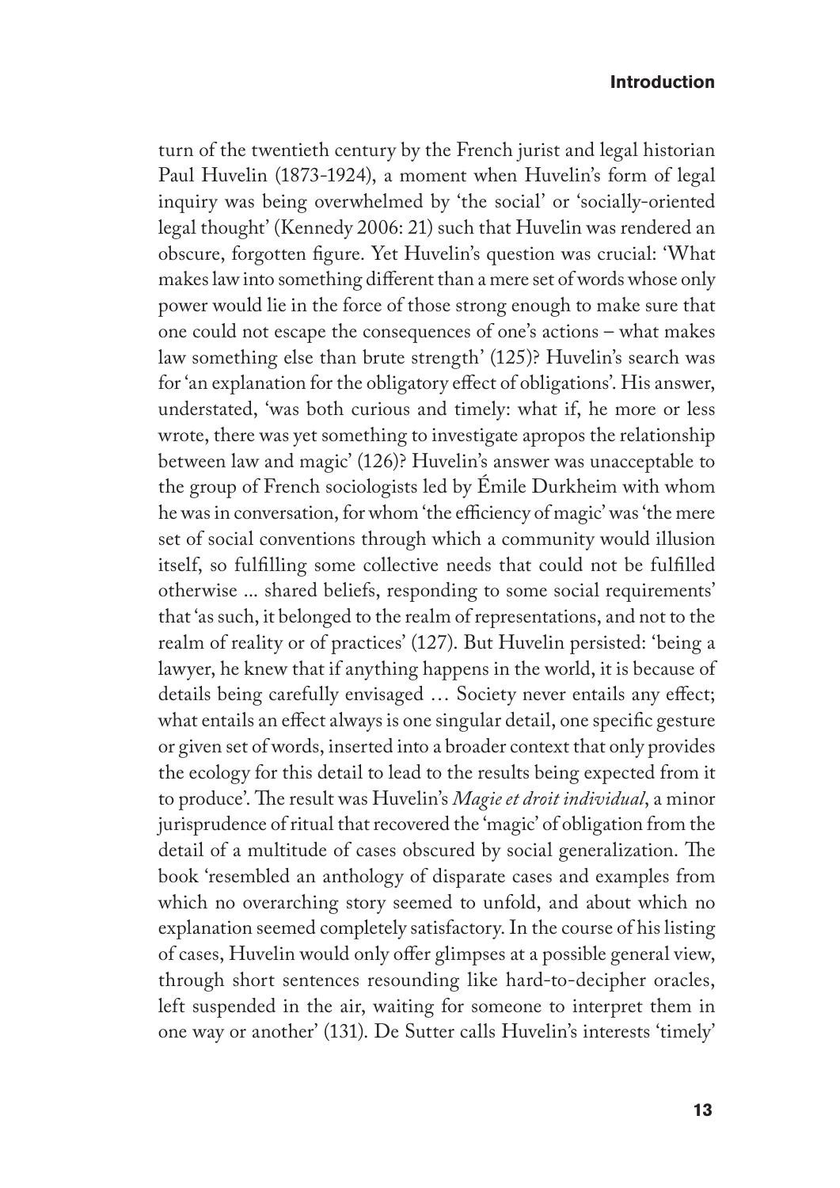turn of the twentieth century by the French jurist and legal historian Paul Huvelin (1873-1924), a moment when Huvelin's form of legal inquiry was being overwhelmed by 'the social' or 'socially-oriented legal thought' (Kennedy 2006: 21) such that Huvelin was rendered an obscure, forgotten figure. Yet Huvelin's question was crucial: 'What makes law into something different than a mere set of words whose only power would lie in the force of those strong enough to make sure that one could not escape the consequences of one's actions – what makes law something else than brute strength' (125)? Huvelin's search was for 'an explanation for the obligatory effect of obligations'. His answer, understated, 'was both curious and timely: what if, he more or less wrote, there was yet something to investigate apropos the relationship between law and magic' (126)? Huvelin's answer was unacceptable to the group of French sociologists led by Émile Durkheim with whom he was in conversation, for whom 'the efficiency of magic' was 'the mere set of social conventions through which a community would illusion itself, so fulfilling some collective needs that could not be fulfilled otherwise ... shared beliefs, responding to some social requirements' that 'as such, it belonged to the realm of representations, and not to the realm of reality or of practices' (127). But Huvelin persisted: 'being a lawyer, he knew that if anything happens in the world, it is because of details being carefully envisaged … Society never entails any effect; what entails an effect always is one singular detail, one specific gesture or given set of words, inserted into a broader context that only provides the ecology for this detail to lead to the results being expected from it to produce'. The result was Huvelin's *Magie et droit individual*, a minor jurisprudence of ritual that recovered the 'magic' of obligation from the detail of a multitude of cases obscured by social generalization. The book 'resembled an anthology of disparate cases and examples from which no overarching story seemed to unfold, and about which no explanation seemed completely satisfactory. In the course of his listing of cases, Huvelin would only offer glimpses at a possible general view, through short sentences resounding like hard-to-decipher oracles, left suspended in the air, waiting for someone to interpret them in one way or another' (131). De Sutter calls Huvelin's interests 'timely'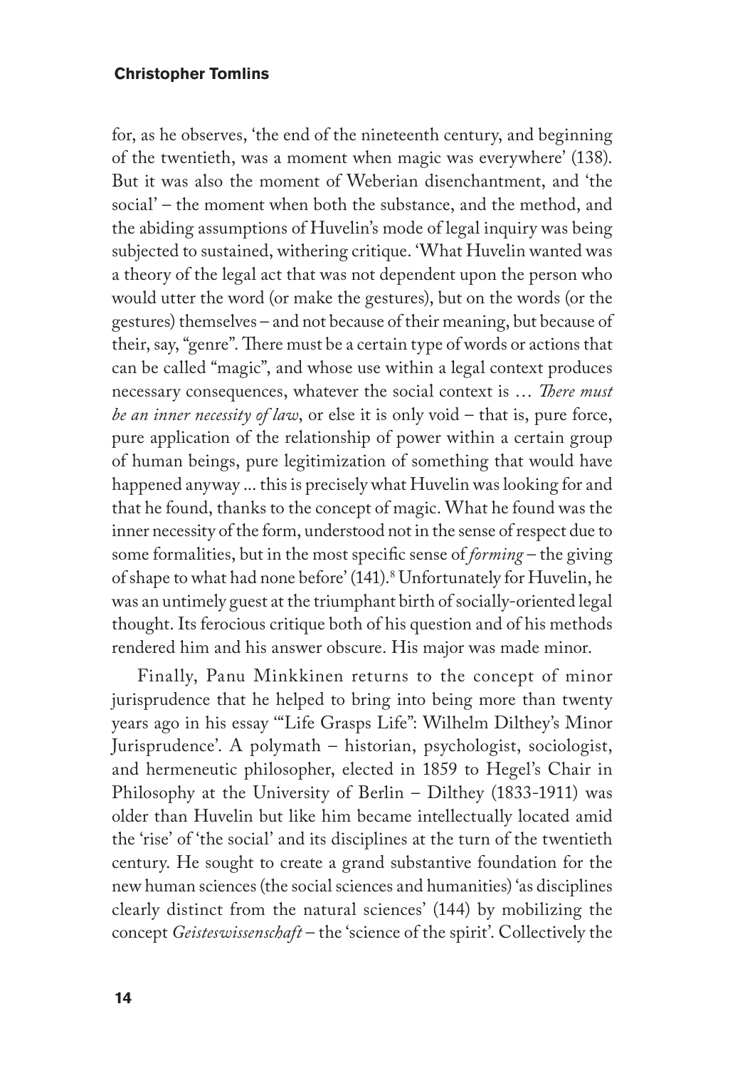for, as he observes, 'the end of the nineteenth century, and beginning of the twentieth, was a moment when magic was everywhere' (138). But it was also the moment of Weberian disenchantment, and 'the social' – the moment when both the substance, and the method, and the abiding assumptions of Huvelin's mode of legal inquiry was being subjected to sustained, withering critique. 'What Huvelin wanted was a theory of the legal act that was not dependent upon the person who would utter the word (or make the gestures), but on the words (or the gestures) themselves – and not because of their meaning, but because of their, say, "genre". There must be a certain type of words or actions that can be called "magic", and whose use within a legal context produces necessary consequences, whatever the social context is … *There must be an inner necessity of law*, or else it is only void – that is, pure force, pure application of the relationship of power within a certain group of human beings, pure legitimization of something that would have happened anyway ... this is precisely what Huvelin was looking for and that he found, thanks to the concept of magic. What he found was the inner necessity of the form, understood not in the sense of respect due to some formalities, but in the most specific sense of *forming* – the giving of shape to what had none before' (141).[8] Unfortunately for Huvelin, he was an untimely guest at the triumphant birth of socially-oriented legal thought. Its ferocious critique both of his question and of his methods rendered him and his answer obscure. His major was made minor.

Finally, Panu Minkkinen returns to the concept of minor jurisprudence that he helped to bring into being more than twenty years ago in his essay '"Life Grasps Life": Wilhelm Dilthey's Minor Jurisprudence'. A polymath – historian, psychologist, sociologist, and hermeneutic philosopher, elected in 1859 to Hegel's Chair in Philosophy at the University of Berlin – Dilthey (1833-1911) was older than Huvelin but like him became intellectually located amid the 'rise' of 'the social' and its disciplines at the turn of the twentieth century. He sought to create a grand substantive foundation for the new human sciences (the social sciences and humanities) 'as disciplines clearly distinct from the natural sciences' (144) by mobilizing the concept *Geisteswissenschaft* – the 'science of the spirit'. Collectively the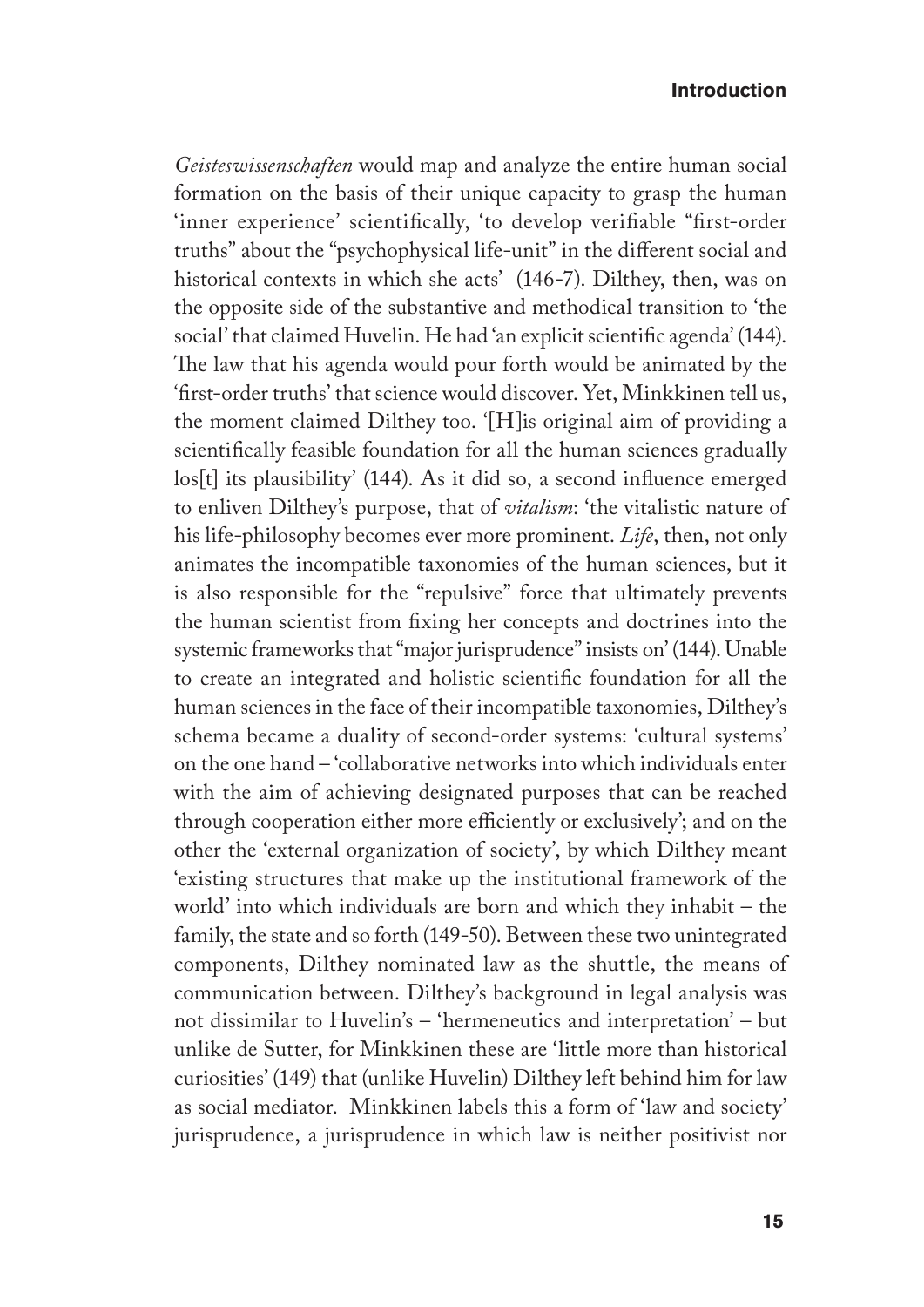*Geisteswissenschaften* would map and analyze the entire human social formation on the basis of their unique capacity to grasp the human 'inner experience' scientifically, 'to develop verifiable "first-order truths" about the "psychophysical life-unit" in the different social and historical contexts in which she acts' (146-7). Dilthey, then, was on the opposite side of the substantive and methodical transition to 'the social' that claimed Huvelin. He had 'an explicit scientific agenda' (144). The law that his agenda would pour forth would be animated by the 'first-order truths' that science would discover. Yet, Minkkinen tell us, the moment claimed Dilthey too. '[H]is original aim of providing a scientifically feasible foundation for all the human sciences gradually los[t] its plausibility' (144). As it did so, a second influence emerged to enliven Dilthey's purpose, that of *vitalism*: 'the vitalistic nature of his life-philosophy becomes ever more prominent. *Life*, then, not only animates the incompatible taxonomies of the human sciences, but it is also responsible for the "repulsive" force that ultimately prevents the human scientist from fixing her concepts and doctrines into the systemic frameworks that "major jurisprudence" insists on' (144). Unable to create an integrated and holistic scientific foundation for all the human sciences in the face of their incompatible taxonomies, Dilthey's schema became a duality of second-order systems: 'cultural systems' on the one hand – 'collaborative networks into which individuals enter with the aim of achieving designated purposes that can be reached through cooperation either more efficiently or exclusively'; and on the other the 'external organization of society', by which Dilthey meant 'existing structures that make up the institutional framework of the world' into which individuals are born and which they inhabit – the family, the state and so forth (149-50). Between these two unintegrated components, Dilthey nominated law as the shuttle, the means of communication between. Dilthey's background in legal analysis was not dissimilar to Huvelin's – 'hermeneutics and interpretation' – but unlike de Sutter, for Minkkinen these are 'little more than historical curiosities' (149) that (unlike Huvelin) Dilthey left behind him for law as social mediator. Minkkinen labels this a form of 'law and society' jurisprudence, a jurisprudence in which law is neither positivist nor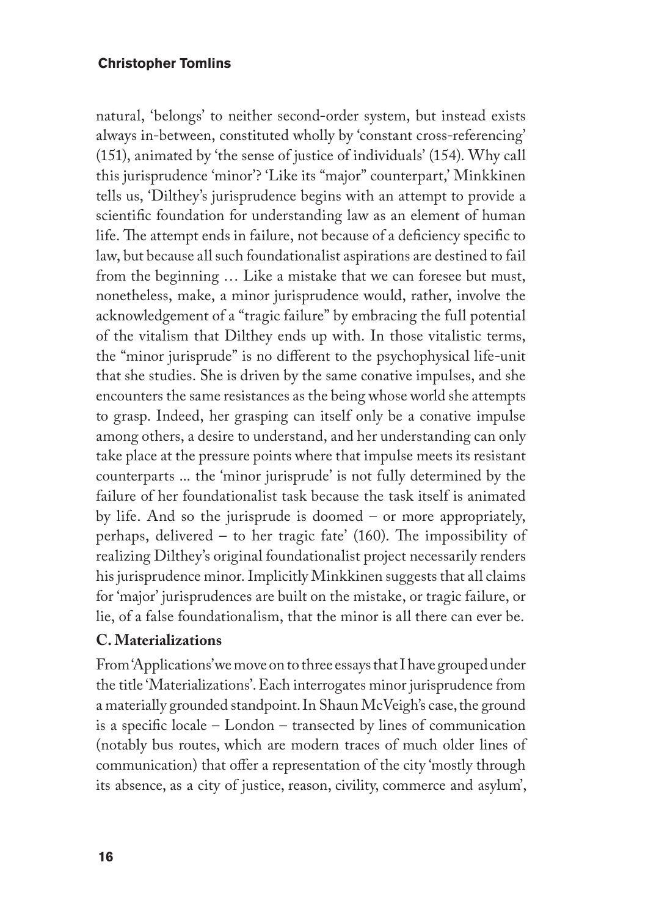natural, 'belongs' to neither second-order system, but instead exists always in-between, constituted wholly by 'constant cross-referencing' (151), animated by 'the sense of justice of individuals' (154). Why call this jurisprudence 'minor'? 'Like its "major" counterpart,' Minkkinen tells us, 'Dilthey's jurisprudence begins with an attempt to provide a scientific foundation for understanding law as an element of human life. The attempt ends in failure, not because of a deficiency specific to law, but because all such foundationalist aspirations are destined to fail from the beginning … Like a mistake that we can foresee but must, nonetheless, make, a minor jurisprudence would, rather, involve the acknowledgement of a "tragic failure" by embracing the full potential of the vitalism that Dilthey ends up with. In those vitalistic terms, the "minor jurisprude" is no different to the psychophysical life-unit that she studies. She is driven by the same conative impulses, and she encounters the same resistances as the being whose world she attempts to grasp. Indeed, her grasping can itself only be a conative impulse among others, a desire to understand, and her understanding can only take place at the pressure points where that impulse meets its resistant counterparts ... the 'minor jurisprude' is not fully determined by the failure of her foundationalist task because the task itself is animated by life. And so the jurisprude is doomed – or more appropriately, perhaps, delivered – to her tragic fate' (160). The impossibility of realizing Dilthey's original foundationalist project necessarily renders his jurisprudence minor. Implicitly Minkkinen suggests that all claims for 'major' jurisprudences are built on the mistake, or tragic failure, or lie, of a false foundationalism, that the minor is all there can ever be.

### C. Materializations

From 'Applications' we move on to three essays that I have grouped under the title 'Materializations'. Each interrogates minor jurisprudence from a materially grounded standpoint. In Shaun McVeigh's case, the ground is a specific locale – London – transected by lines of communication (notably bus routes, which are modern traces of much older lines of communication) that offer a representation of the city 'mostly through its absence, as a city of justice, reason, civility, commerce and asylum',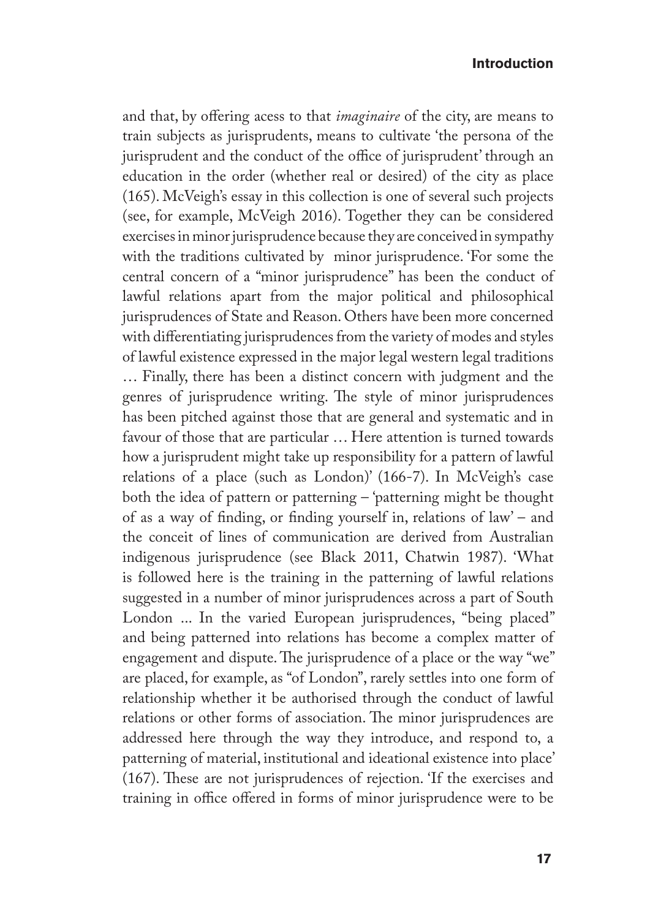and that, by offering acess to that *imaginaire* of the city, are means to train subjects as jurisprudents, means to cultivate 'the persona of the jurisprudent and the conduct of the office of jurisprudent' through an education in the order (whether real or desired) of the city as place (165). McVeigh's essay in this collection is one of several such projects (see, for example, McVeigh 2016). Together they can be considered exercises in minor jurisprudence because they are conceived in sympathy with the traditions cultivated by minor jurisprudence. 'For some the central concern of a "minor jurisprudence" has been the conduct of lawful relations apart from the major political and philosophical jurisprudences of State and Reason. Others have been more concerned with differentiating jurisprudences from the variety of modes and styles of lawful existence expressed in the major legal western legal traditions … Finally, there has been a distinct concern with judgment and the genres of jurisprudence writing. The style of minor jurisprudences has been pitched against those that are general and systematic and in favour of those that are particular … Here attention is turned towards how a jurisprudent might take up responsibility for a pattern of lawful relations of a place (such as London)' (166-7). In McVeigh's case both the idea of pattern or patterning – 'patterning might be thought of as a way of finding, or finding yourself in, relations of law' – and the conceit of lines of communication are derived from Australian indigenous jurisprudence (see Black 2011, Chatwin 1987). 'What is followed here is the training in the patterning of lawful relations suggested in a number of minor jurisprudences across a part of South London ... In the varied European jurisprudences, "being placed" and being patterned into relations has become a complex matter of engagement and dispute. The jurisprudence of a place or the way "we" are placed, for example, as "of London", rarely settles into one form of relationship whether it be authorised through the conduct of lawful relations or other forms of association. The minor jurisprudences are addressed here through the way they introduce, and respond to, a patterning of material, institutional and ideational existence into place' (167). These are not jurisprudences of rejection. 'If the exercises and training in office offered in forms of minor jurisprudence were to be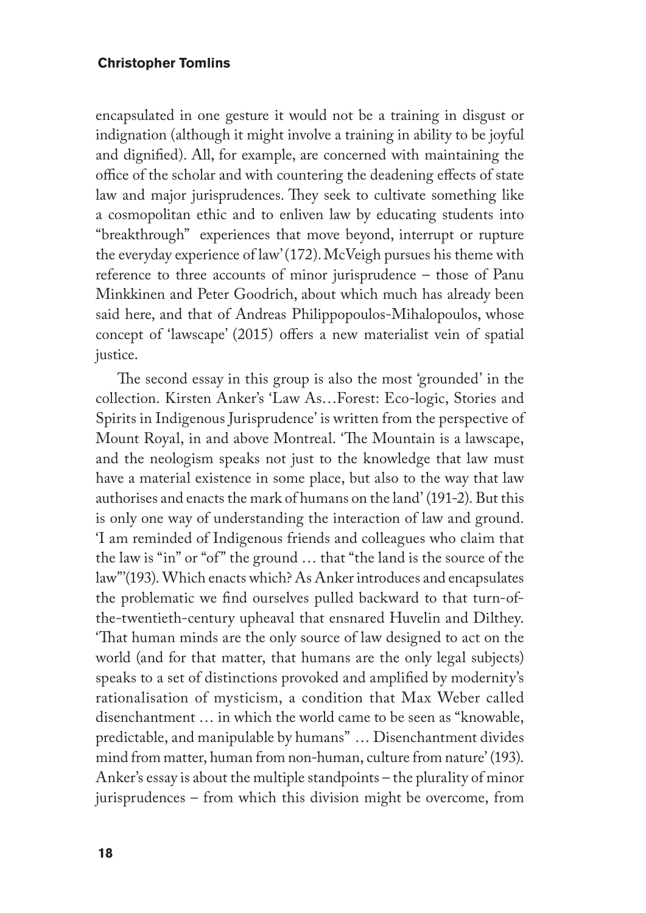encapsulated in one gesture it would not be a training in disgust or indignation (although it might involve a training in ability to be joyful and dignified). All, for example, are concerned with maintaining the office of the scholar and with countering the deadening effects of state law and major jurisprudences. They seek to cultivate something like a cosmopolitan ethic and to enliven law by educating students into "breakthrough" experiences that move beyond, interrupt or rupture the everyday experience of law' (172). McVeigh pursues his theme with reference to three accounts of minor jurisprudence – those of Panu Minkkinen and Peter Goodrich, about which much has already been said here, and that of Andreas Philippopoulos-Mihalopoulos, whose concept of 'lawscape' (2015) offers a new materialist vein of spatial justice.

The second essay in this group is also the most 'grounded' in the collection. Kirsten Anker's 'Law As…Forest: Eco-logic, Stories and Spirits in Indigenous Jurisprudence' is written from the perspective of Mount Royal, in and above Montreal. 'The Mountain is a lawscape, and the neologism speaks not just to the knowledge that law must have a material existence in some place, but also to the way that law authorises and enacts the mark of humans on the land' (191-2). But this is only one way of understanding the interaction of law and ground. 'I am reminded of Indigenous friends and colleagues who claim that the law is "in" or "of" the ground … that "the land is the source of the law"'(193). Which enacts which? As Anker introduces and encapsulates the problematic we find ourselves pulled backward to that turn-of-the-twentieth-century upheaval that ensnared Huvelin and Dilthey. 'That human minds are the only source of law designed to act on the world (and for that matter, that humans are the only legal subjects) speaks to a set of distinctions provoked and amplified by modernity's rationalisation of mysticism, a condition that Max Weber called disenchantment … in which the world came to be seen as "knowable, predictable, and manipulable by humans" … Disenchantment divides mind from matter, human from non-human, culture from nature' (193). Anker's essay is about the multiple standpoints – the plurality of minor jurisprudences – from which this division might be overcome, from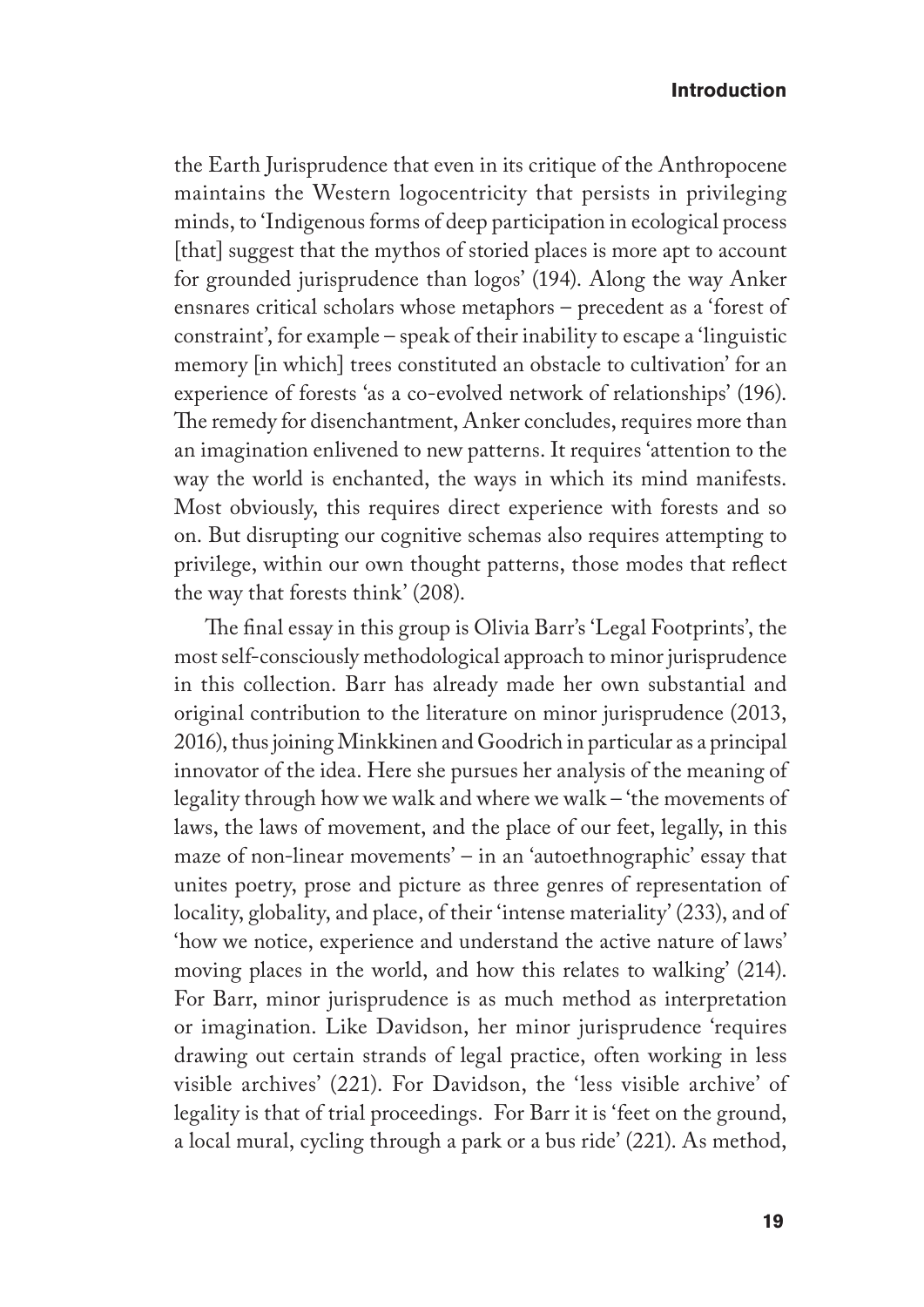the Earth Jurisprudence that even in its critique of the Anthropocene maintains the Western logocentricity that persists in privileging minds, to 'Indigenous forms of deep participation in ecological process [that] suggest that the mythos of storied places is more apt to account for grounded jurisprudence than logos' (194). Along the way Anker ensnares critical scholars whose metaphors – precedent as a 'forest of constraint', for example – speak of their inability to escape a 'linguistic memory [in which] trees constituted an obstacle to cultivation' for an experience of forests 'as a co-evolved network of relationships' (196). The remedy for disenchantment, Anker concludes, requires more than an imagination enlivened to new patterns. It requires 'attention to the way the world is enchanted, the ways in which its mind manifests. Most obviously, this requires direct experience with forests and so on. But disrupting our cognitive schemas also requires attempting to privilege, within our own thought patterns, those modes that reflect the way that forests think' (208).

The final essay in this group is Olivia Barr's 'Legal Footprints', the most self-consciously methodological approach to minor jurisprudence in this collection. Barr has already made her own substantial and original contribution to the literature on minor jurisprudence (2013, 2016), thus joining Minkkinen and Goodrich in particular as a principal innovator of the idea. Here she pursues her analysis of the meaning of legality through how we walk and where we walk – 'the movements of laws, the laws of movement, and the place of our feet, legally, in this maze of non-linear movements' – in an 'autoethnographic' essay that unites poetry, prose and picture as three genres of representation of locality, globality, and place, of their 'intense materiality' (233), and of 'how we notice, experience and understand the active nature of laws' moving places in the world, and how this relates to walking' (214). For Barr, minor jurisprudence is as much method as interpretation or imagination. Like Davidson, her minor jurisprudence 'requires drawing out certain strands of legal practice, often working in less visible archives' (221). For Davidson, the 'less visible archive' of legality is that of trial proceedings. For Barr it is 'feet on the ground, a local mural, cycling through a park or a bus ride' (221). As method,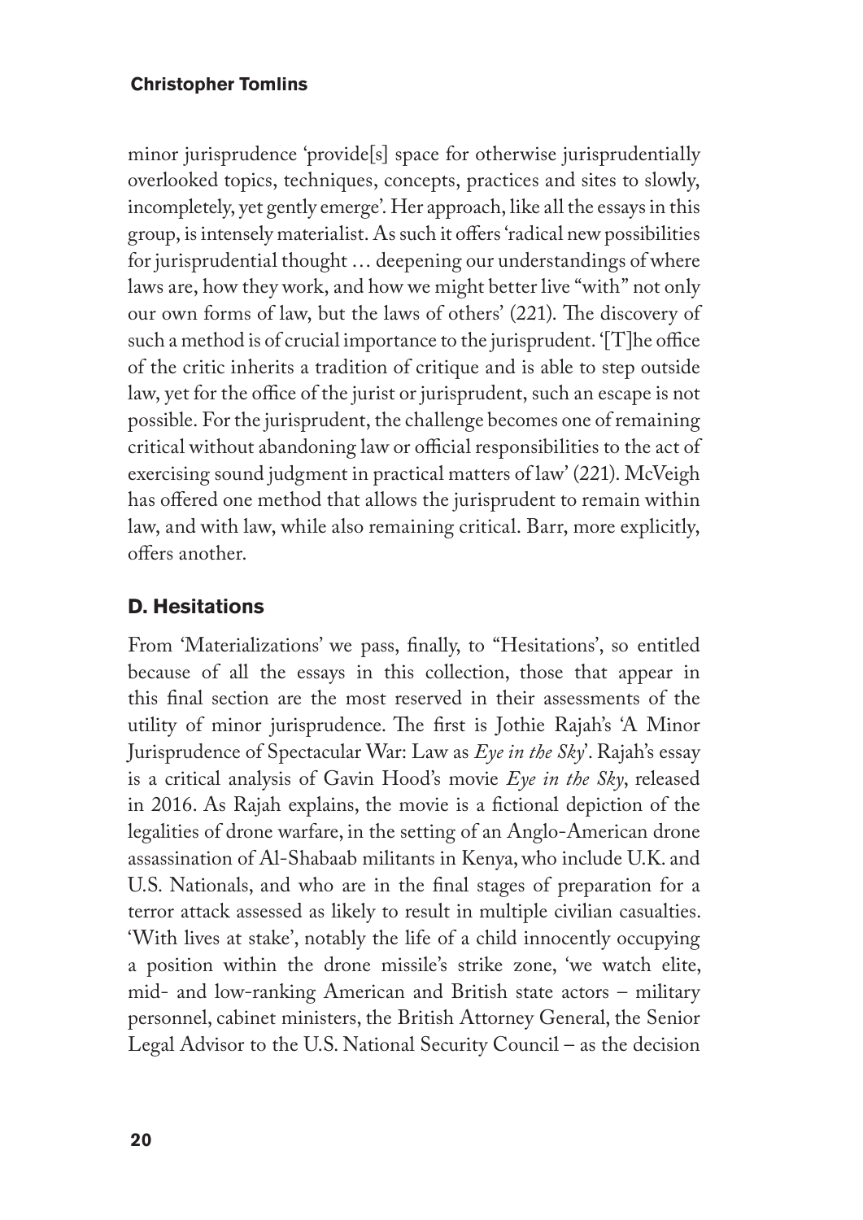minor jurisprudence 'provide[s] space for otherwise jurisprudentially overlooked topics, techniques, concepts, practices and sites to slowly, incompletely, yet gently emerge'. Her approach, like all the essays in this group, is intensely materialist. As such it offers 'radical new possibilities for jurisprudential thought … deepening our understandings of where laws are, how they work, and how we might better live "with" not only our own forms of law, but the laws of others' (221). The discovery of such a method is of crucial importance to the jurisprudent. '[T]he office of the critic inherits a tradition of critique and is able to step outside law, yet for the office of the jurist or jurisprudent, such an escape is not possible. For the jurisprudent, the challenge becomes one of remaining critical without abandoning law or official responsibilities to the act of exercising sound judgment in practical matters of law' (221). McVeigh has offered one method that allows the jurisprudent to remain within law, and with law, while also remaining critical. Barr, more explicitly, offers another.

## D. Hesitations

From 'Materializations' we pass, finally, to "Hesitations', so entitled because of all the essays in this collection, those that appear in this final section are the most reserved in their assessments of the utility of minor jurisprudence. The first is Jothie Rajah's 'A Minor Jurisprudence of Spectacular War: Law as *Eye in the Sky*'. Rajah's essay is a critical analysis of Gavin Hood's movie *Eye in the Sky*, released in 2016. As Rajah explains, the movie is a fictional depiction of the legalities of drone warfare, in the setting of an Anglo-American drone assassination of Al-Shabaab militants in Kenya, who include U.K. and U.S. Nationals, and who are in the final stages of preparation for a terror attack assessed as likely to result in multiple civilian casualties. 'With lives at stake', notably the life of a child innocently occupying a position within the drone missile's strike zone, 'we watch elite, mid- and low-ranking American and British state actors – military personnel, cabinet ministers, the British Attorney General, the Senior Legal Advisor to the U.S. National Security Council – as the decision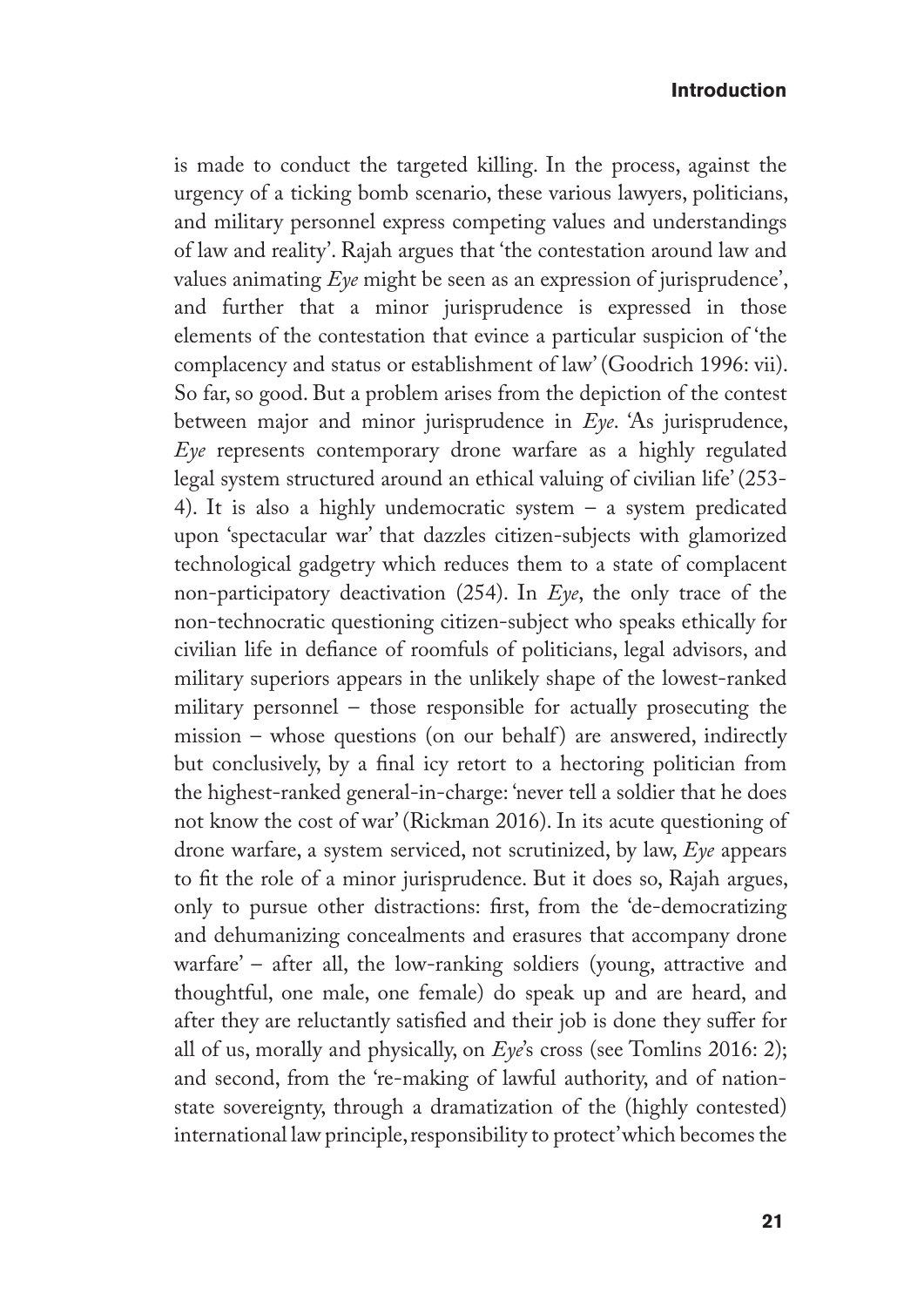is made to conduct the targeted killing. In the process, against the urgency of a ticking bomb scenario, these various lawyers, politicians, and military personnel express competing values and understandings of law and reality'. Rajah argues that 'the contestation around law and values animating *Eye* might be seen as an expression of jurisprudence', and further that a minor jurisprudence is expressed in those elements of the contestation that evince a particular suspicion of 'the complacency and status or establishment of law' (Goodrich 1996: vii). So far, so good. But a problem arises from the depiction of the contest between major and minor jurisprudence in *Eye*. 'As jurisprudence, *Eye* represents contemporary drone warfare as a highly regulated legal system structured around an ethical valuing of civilian life' (253-4). It is also a highly undemocratic system – a system predicated upon 'spectacular war' that dazzles citizen-subjects with glamorized technological gadgetry which reduces them to a state of complacent non-participatory deactivation (254). In *Eye*, the only trace of the non-technocratic questioning citizen-subject who speaks ethically for civilian life in defiance of roomfuls of politicians, legal advisors, and military superiors appears in the unlikely shape of the lowest-ranked military personnel – those responsible for actually prosecuting the mission – whose questions (on our behalf) are answered, indirectly but conclusively, by a final icy retort to a hectoring politician from the highest-ranked general-in-charge: 'never tell a soldier that he does not know the cost of war' (Rickman 2016). In its acute questioning of drone warfare, a system serviced, not scrutinized, by law, *Eye* appears to fit the role of a minor jurisprudence. But it does so, Rajah argues, only to pursue other distractions: first, from the 'de-democratizing and dehumanizing concealments and erasures that accompany drone warfare' – after all, the low-ranking soldiers (young, attractive and thoughtful, one male, one female) do speak up and are heard, and after they are reluctantly satisfied and their job is done they suffer for all of us, morally and physically, on *Eye*'s cross (see Tomlins 2016: 2); and second, from the 're-making of lawful authority, and of nation-state sovereignty, through a dramatization of the (highly contested) international law principle, responsibility to protect' which becomes the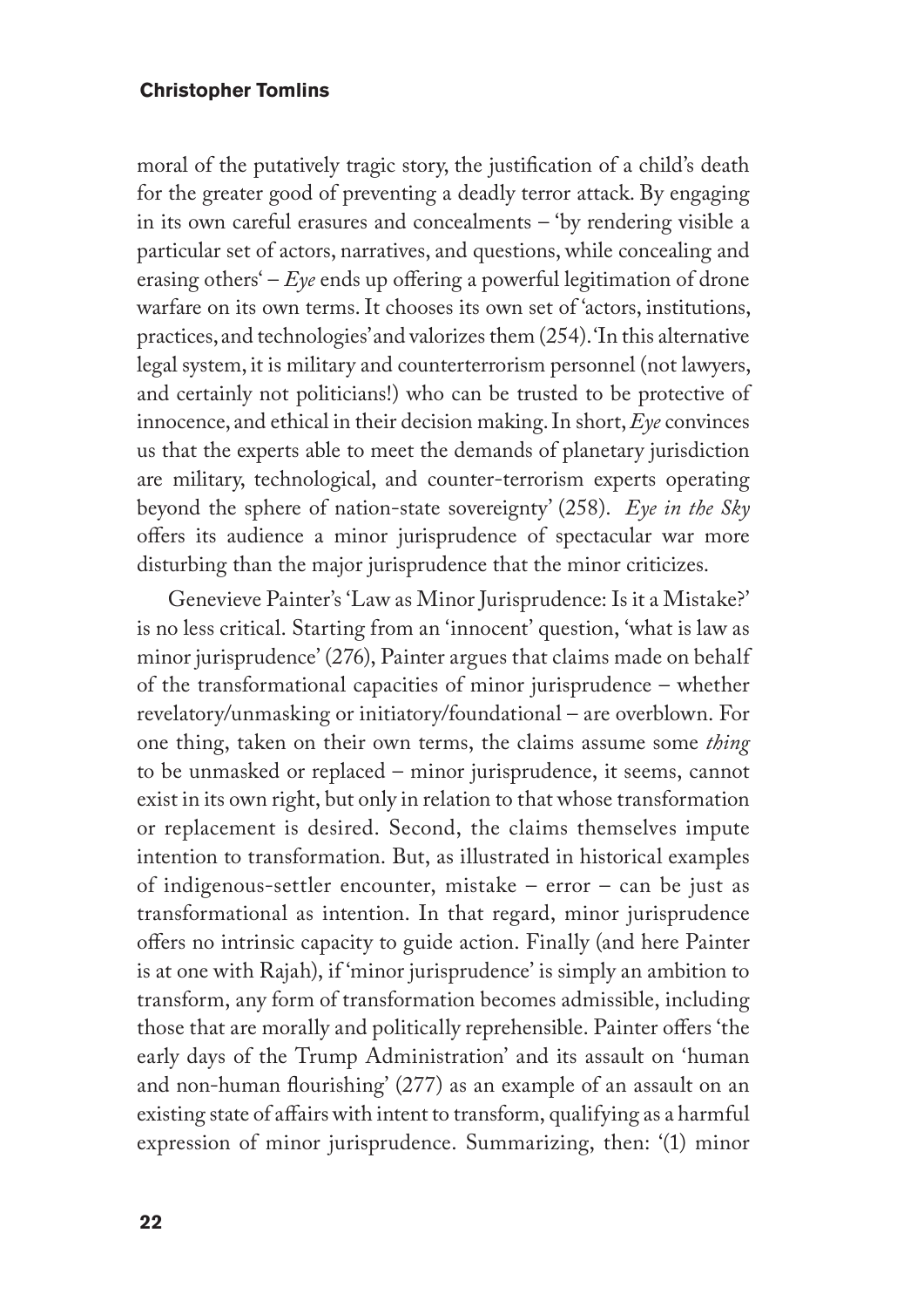moral of the putatively tragic story, the justification of a child's death for the greater good of preventing a deadly terror attack. By engaging in its own careful erasures and concealments – 'by rendering visible a particular set of actors, narratives, and questions, while concealing and erasing others' – *Eye* ends up offering a powerful legitimation of drone warfare on its own terms. It chooses its own set of 'actors, institutions, practices, and technologies' and valorizes them (254). 'In this alternative legal system, it is military and counterterrorism personnel (not lawyers, and certainly not politicians!) who can be trusted to be protective of innocence, and ethical in their decision making. In short, *Eye* convinces us that the experts able to meet the demands of planetary jurisdiction are military, technological, and counter-terrorism experts operating beyond the sphere of nation-state sovereignty' (258). *Eye in the Sky* offers its audience a minor jurisprudence of spectacular war more disturbing than the major jurisprudence that the minor criticizes.

Genevieve Painter's 'Law as Minor Jurisprudence: Is it a Mistake?' is no less critical. Starting from an 'innocent' question, 'what is law as minor jurisprudence' (276), Painter argues that claims made on behalf of the transformational capacities of minor jurisprudence – whether revelatory/unmasking or initiatory/foundational – are overblown. For one thing, taken on their own terms, the claims assume some *thing* to be unmasked or replaced – minor jurisprudence, it seems, cannot exist in its own right, but only in relation to that whose transformation or replacement is desired. Second, the claims themselves impute intention to transformation. But, as illustrated in historical examples of indigenous-settler encounter, mistake – error – can be just as transformational as intention. In that regard, minor jurisprudence offers no intrinsic capacity to guide action. Finally (and here Painter is at one with Rajah), if 'minor jurisprudence' is simply an ambition to transform, any form of transformation becomes admissible, including those that are morally and politically reprehensible. Painter offers 'the early days of the Trump Administration' and its assault on 'human and non-human flourishing' (277) as an example of an assault on an existing state of affairs with intent to transform, qualifying as a harmful expression of minor jurisprudence. Summarizing, then: '(1) minor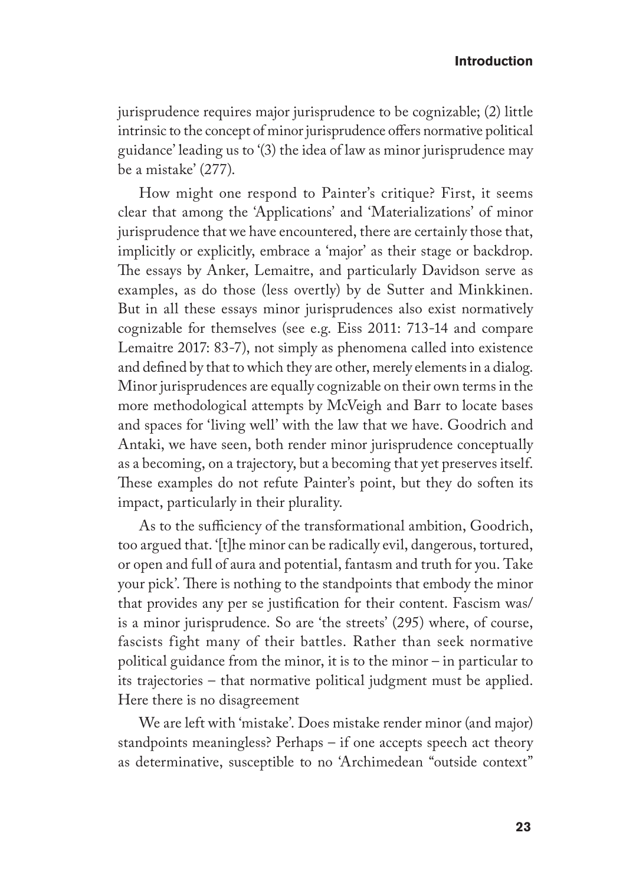jurisprudence requires major jurisprudence to be cognizable; (2) little intrinsic to the concept of minor jurisprudence offers normative political guidance' leading us to '(3) the idea of law as minor jurisprudence may be a mistake' (277).

How might one respond to Painter's critique? First, it seems clear that among the 'Applications' and 'Materializations' of minor jurisprudence that we have encountered, there are certainly those that, implicitly or explicitly, embrace a 'major' as their stage or backdrop. The essays by Anker, Lemaitre, and particularly Davidson serve as examples, as do those (less overtly) by de Sutter and Minkkinen. But in all these essays minor jurisprudences also exist normatively cognizable for themselves (see e.g. Eiss 2011: 713-14 and compare Lemaitre 2017: 83-7), not simply as phenomena called into existence and defined by that to which they are other, merely elements in a dialog. Minor jurisprudences are equally cognizable on their own terms in the more methodological attempts by McVeigh and Barr to locate bases and spaces for 'living well' with the law that we have. Goodrich and Antaki, we have seen, both render minor jurisprudence conceptually as a becoming, on a trajectory, but a becoming that yet preserves itself. These examples do not refute Painter's point, but they do soften its impact, particularly in their plurality.

As to the sufficiency of the transformational ambition, Goodrich, too argued that. '[t]he minor can be radically evil, dangerous, tortured, or open and full of aura and potential, fantasm and truth for you. Take your pick'. There is nothing to the standpoints that embody the minor that provides any per se justification for their content. Fascism was/is a minor jurisprudence. So are 'the streets' (295) where, of course, fascists fight many of their battles. Rather than seek normative political guidance from the minor, it is to the minor – in particular to its trajectories – that normative political judgment must be applied. Here there is no disagreement

We are left with 'mistake'. Does mistake render minor (and major) standpoints meaningless? Perhaps – if one accepts speech act theory as determinative, susceptible to no 'Archimedean "outside context"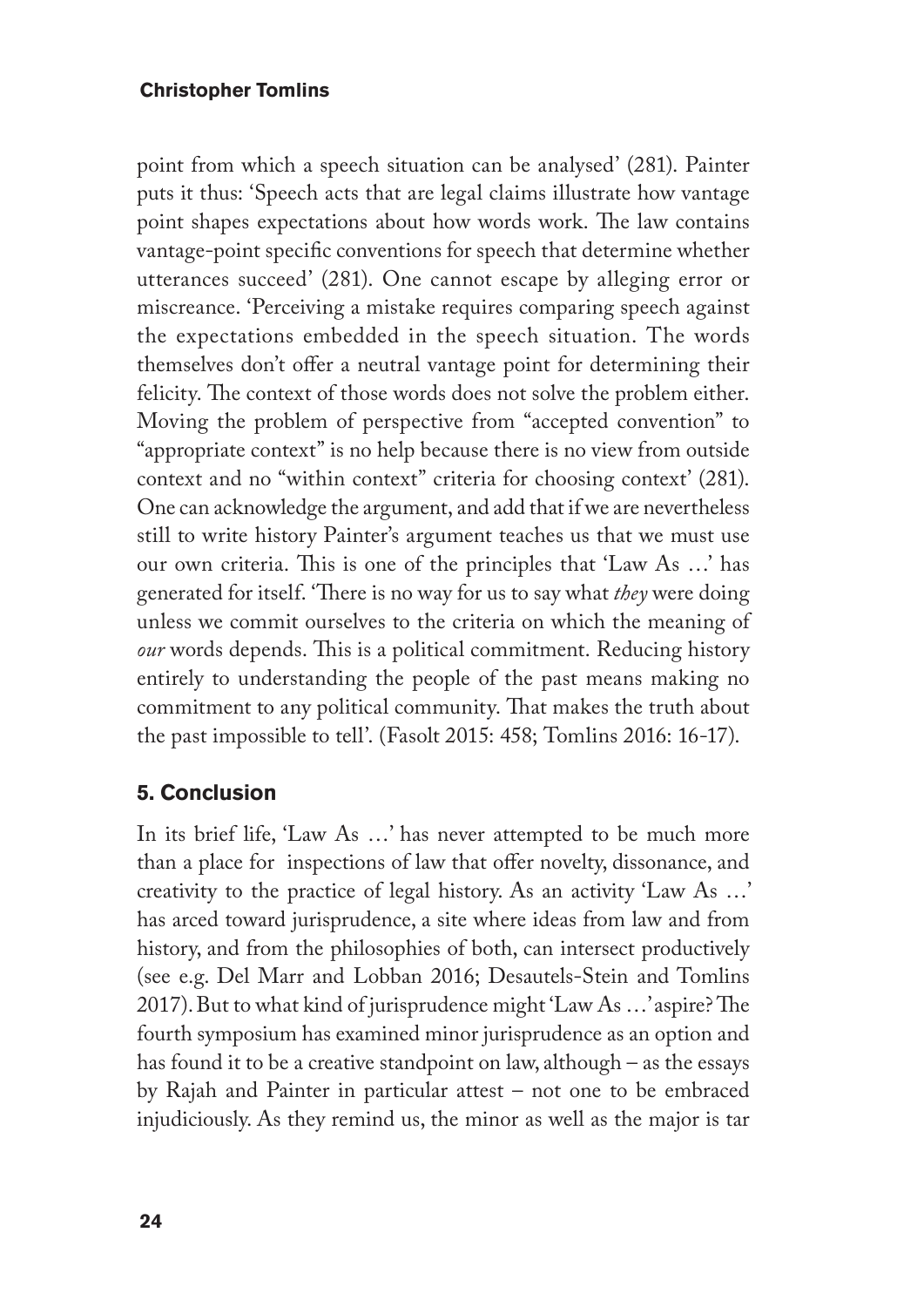point from which a speech situation can be analysed' (281). Painter puts it thus: 'Speech acts that are legal claims illustrate how vantage point shapes expectations about how words work. The law contains vantage-point specific conventions for speech that determine whether utterances succeed' (281). One cannot escape by alleging error or miscreance. 'Perceiving a mistake requires comparing speech against the expectations embedded in the speech situation. The words themselves don't offer a neutral vantage point for determining their felicity. The context of those words does not solve the problem either. Moving the problem of perspective from "accepted convention" to "appropriate context" is no help because there is no view from outside context and no "within context" criteria for choosing context' (281). One can acknowledge the argument, and add that if we are nevertheless still to write history Painter's argument teaches us that we must use our own criteria. This is one of the principles that 'Law As …' has generated for itself. 'There is no way for us to say what *they* were doing unless we commit ourselves to the criteria on which the meaning of *our* words depends. This is a political commitment. Reducing history entirely to understanding the people of the past means making no commitment to any political community. That makes the truth about the past impossible to tell'. (Fasolt 2015: 458; Tomlins 2016: 16-17).

## 5. Conclusion

In its brief life, 'Law As …' has never attempted to be much more than a place for inspections of law that offer novelty, dissonance, and creativity to the practice of legal history. As an activity 'Law As …' has arced toward jurisprudence, a site where ideas from law and from history, and from the philosophies of both, can intersect productively (see e.g. Del Marr and Lobban 2016; Desautels-Stein and Tomlins 2017). But to what kind of jurisprudence might 'Law As …' aspire? The fourth symposium has examined minor jurisprudence as an option and has found it to be a creative standpoint on law, although – as the essays by Rajah and Painter in particular attest – not one to be embraced injudiciously. As they remind us, the minor as well as the major is tar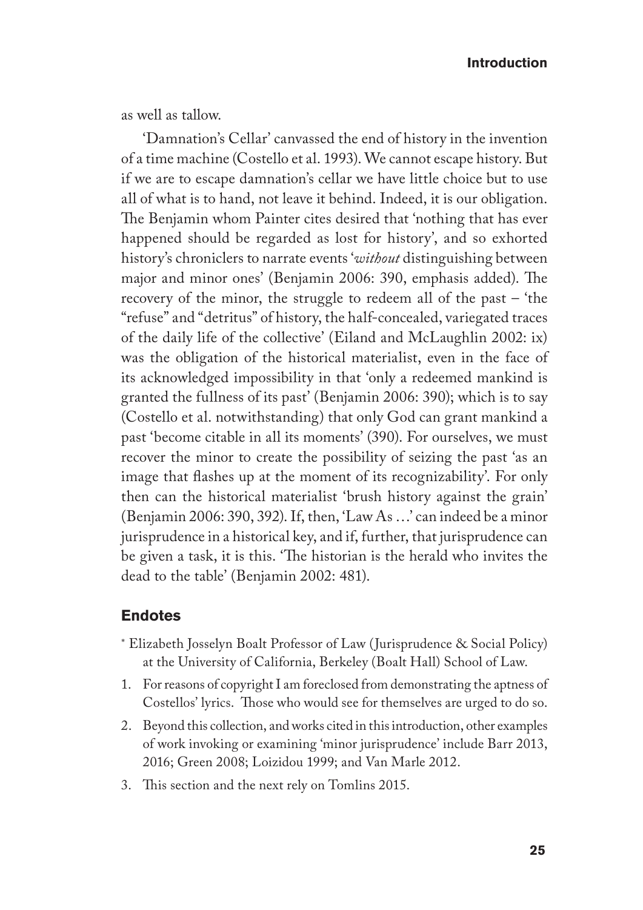as well as tallow.

'Damnation's Cellar' canvassed the end of history in the invention of a time machine (Costello et al. 1993). We cannot escape history. But if we are to escape damnation's cellar we have little choice but to use all of what is to hand, not leave it behind. Indeed, it is our obligation. The Benjamin whom Painter cites desired that 'nothing that has ever happened should be regarded as lost for history', and so exhorted history's chroniclers to narrate events '*without* distinguishing between major and minor ones' (Benjamin 2006: 390, emphasis added). The recovery of the minor, the struggle to redeem all of the past – 'the "refuse" and "detritus" of history, the half-concealed, variegated traces of the daily life of the collective' (Eiland and McLaughlin 2002: ix) was the obligation of the historical materialist, even in the face of its acknowledged impossibility in that 'only a redeemed mankind is granted the fullness of its past' (Benjamin 2006: 390); which is to say (Costello et al. notwithstanding) that only God can grant mankind a past 'become citable in all its moments' (390). For ourselves, we must recover the minor to create the possibility of seizing the past 'as an image that flashes up at the moment of its recognizability'. For only then can the historical materialist 'brush history against the grain' (Benjamin 2006: 390, 392). If, then, 'Law As …' can indeed be a minor jurisprudence in a historical key, and if, further, that jurisprudence can be given a task, it is this. 'The historian is the herald who invites the dead to the table' (Benjamin 2002: 481).

## Endotes

[*] Elizabeth Josselyn Boalt Professor of Law (Jurisprudence & Social Policy) at the University of California, Berkeley (Boalt Hall) School of Law.

1. For reasons of copyright I am foreclosed from demonstrating the aptness of Costellos' lyrics. Those who would see for themselves are urged to do so.
2. Beyond this collection, and works cited in this introduction, other examples of work invoking or examining 'minor jurisprudence' include Barr 2013, 2016; Green 2008; Loizidou 1999; and Van Marle 2012.
3. This section and the next rely on Tomlins 2015.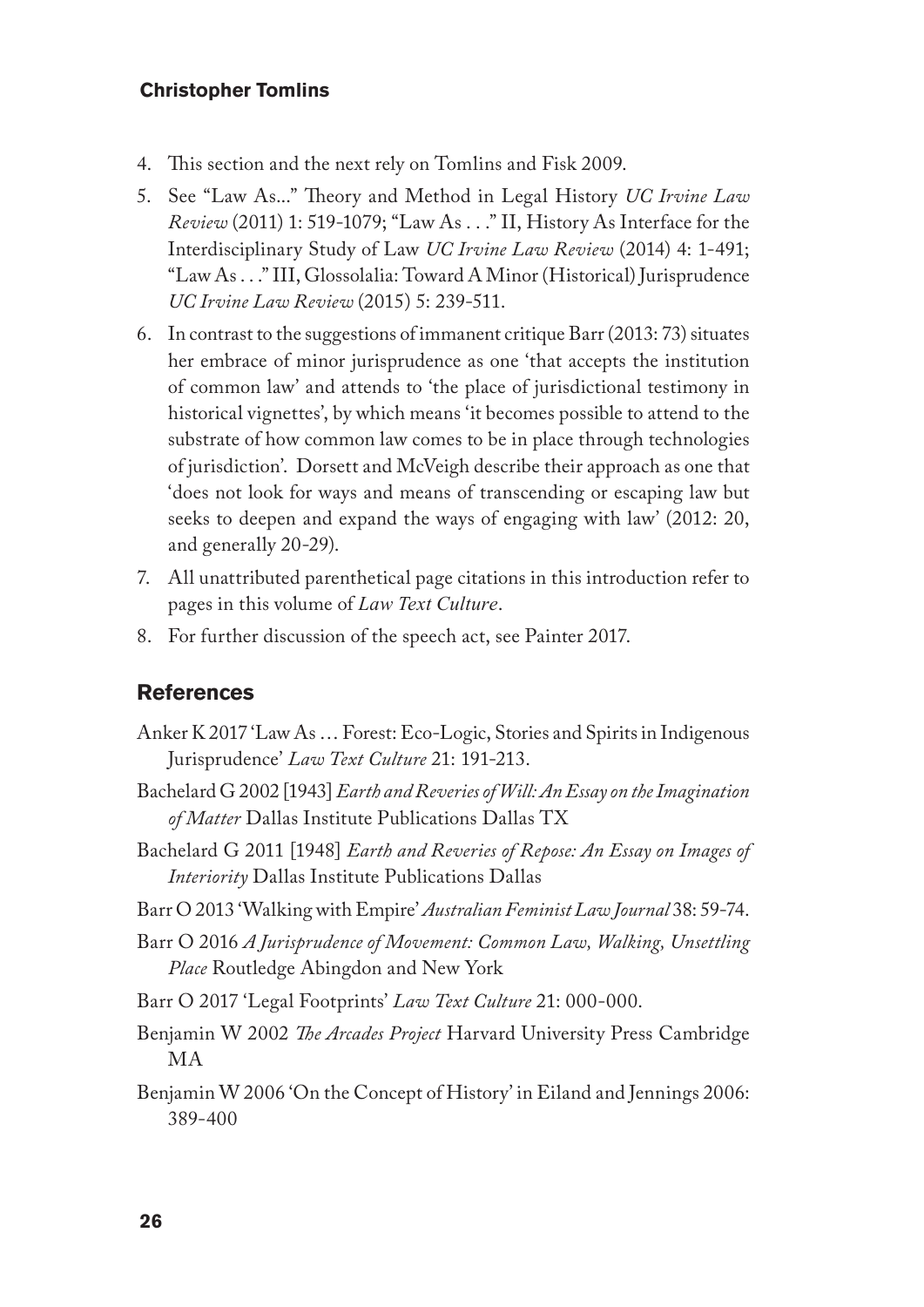4. This section and the next rely on Tomlins and Fisk 2009.
5. See "Law As..." Theory and Method in Legal History *UC Irvine Law Review* (2011) 1: 519-1079; "Law As . . ." II, History As Interface for the Interdisciplinary Study of Law *UC Irvine Law Review* (2014) 4: 1-491; "Law As . . ." III, Glossolalia: Toward A Minor (Historical) Jurisprudence *UC Irvine Law Review* (2015) 5: 239-511.
6. In contrast to the suggestions of immanent critique Barr (2013: 73) situates her embrace of minor jurisprudence as one 'that accepts the institution of common law' and attends to 'the place of jurisdictional testimony in historical vignettes', by which means 'it becomes possible to attend to the substrate of how common law comes to be in place through technologies of jurisdiction'. Dorsett and McVeigh describe their approach as one that 'does not look for ways and means of transcending or escaping law but seeks to deepen and expand the ways of engaging with law' (2012: 20, and generally 20-29).
7. All unattributed parenthetical page citations in this introduction refer to pages in this volume of *Law Text Culture*.
8. For further discussion of the speech act, see Painter 2017.

## References

Anker K 2017 'Law As … Forest: Eco-Logic, Stories and Spirits in Indigenous Jurisprudence' *Law Text Culture* 21: 191-213.

Bachelard G 2002 [1943] *Earth and Reveries of Will: An Essay on the Imagination of Matter* Dallas Institute Publications Dallas TX

Bachelard G 2011 [1948] *Earth and Reveries of Repose: An Essay on Images of Interiority* Dallas Institute Publications Dallas

Barr O 2013 'Walking with Empire' *Australian Feminist Law Journal* 38: 59-74.

Barr O 2016 *A Jurisprudence of Movement: Common Law, Walking, Unsettling Place* Routledge Abingdon and New York

Barr O 2017 'Legal Footprints' *Law Text Culture* 21: 000-000.

Benjamin W 2002 *The Arcades Project* Harvard University Press Cambridge MA

Benjamin W 2006 'On the Concept of History' in Eiland and Jennings 2006: 389-400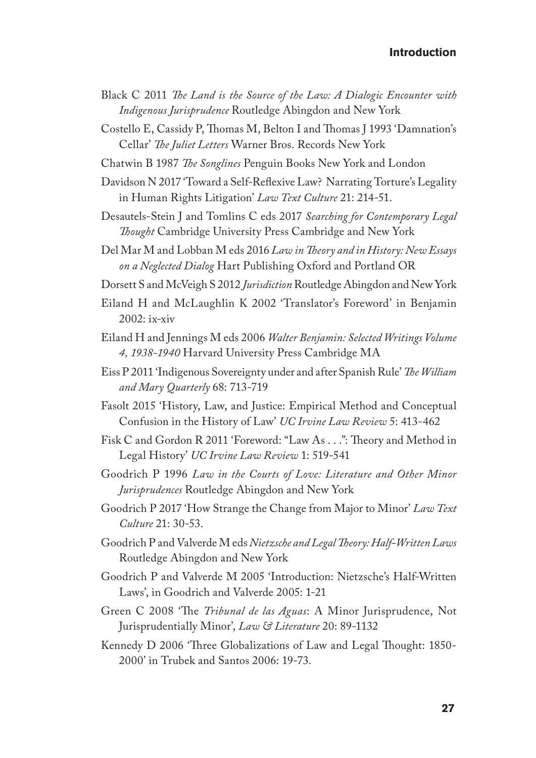Black C 2011 *The Land is the Source of the Law: A Dialogic Encounter with Indigenous Jurisprudence* Routledge Abingdon and New York

Costello E, Cassidy P, Thomas M, Belton I and Thomas J 1993 'Damnation's Cellar' *The Juliet Letters* Warner Bros. Records New York

Chatwin B 1987 *The Songlines* Penguin Books New York and London

Davidson N 2017 'Toward a Self-Reflexive Law? Narrating Torture's Legality in Human Rights Litigation' *Law Text Culture* 21: 214-51.

Desautels-Stein J and Tomlins C eds 2017 *Searching for Contemporary Legal Thought* Cambridge University Press Cambridge and New York

Del Mar M and Lobban M eds 2016 *Law in Theory and in History: New Essays on a Neglected Dialog* Hart Publishing Oxford and Portland OR

Dorsett S and McVeigh S 2012 *Jurisdiction* Routledge Abingdon and New York

Eiland H and McLaughlin K 2002 'Translator's Foreword' in Benjamin 2002: ix-xiv

Eiland H and Jennings M eds 2006 *Walter Benjamin: Selected Writings Volume 4, 1938-1940* Harvard University Press Cambridge MA

Eiss P 2011 'Indigenous Sovereignty under and after Spanish Rule' *The William and Mary Quarterly* 68: 713-719

Fasolt 2015 'History, Law, and Justice: Empirical Method and Conceptual Confusion in the History of Law' *UC Irvine Law Review* 5: 413-462

Fisk C and Gordon R 2011 'Foreword: "Law As . . .": Theory and Method in Legal History' *UC Irvine Law Review* 1: 519-541

Goodrich P 1996 *Law in the Courts of Love: Literature and Other Minor Jurisprudences* Routledge Abingdon and New York

Goodrich P 2017 'How Strange the Change from Major to Minor' *Law Text Culture* 21: 30-53.

Goodrich P and Valverde M eds *Nietzsche and Legal Theory: Half-Written Laws* Routledge Abingdon and New York

Goodrich P and Valverde M 2005 'Introduction: Nietzsche's Half-Written Laws', in Goodrich and Valverde 2005: 1-21

Green C 2008 'The *Tribunal de las Aguas*: A Minor Jurisprudence, Not Jurisprudentially Minor', *Law & Literature* 20: 89-1132

Kennedy D 2006 'Three Globalizations of Law and Legal Thought: 1850-2000' in Trubek and Santos 2006: 19-73.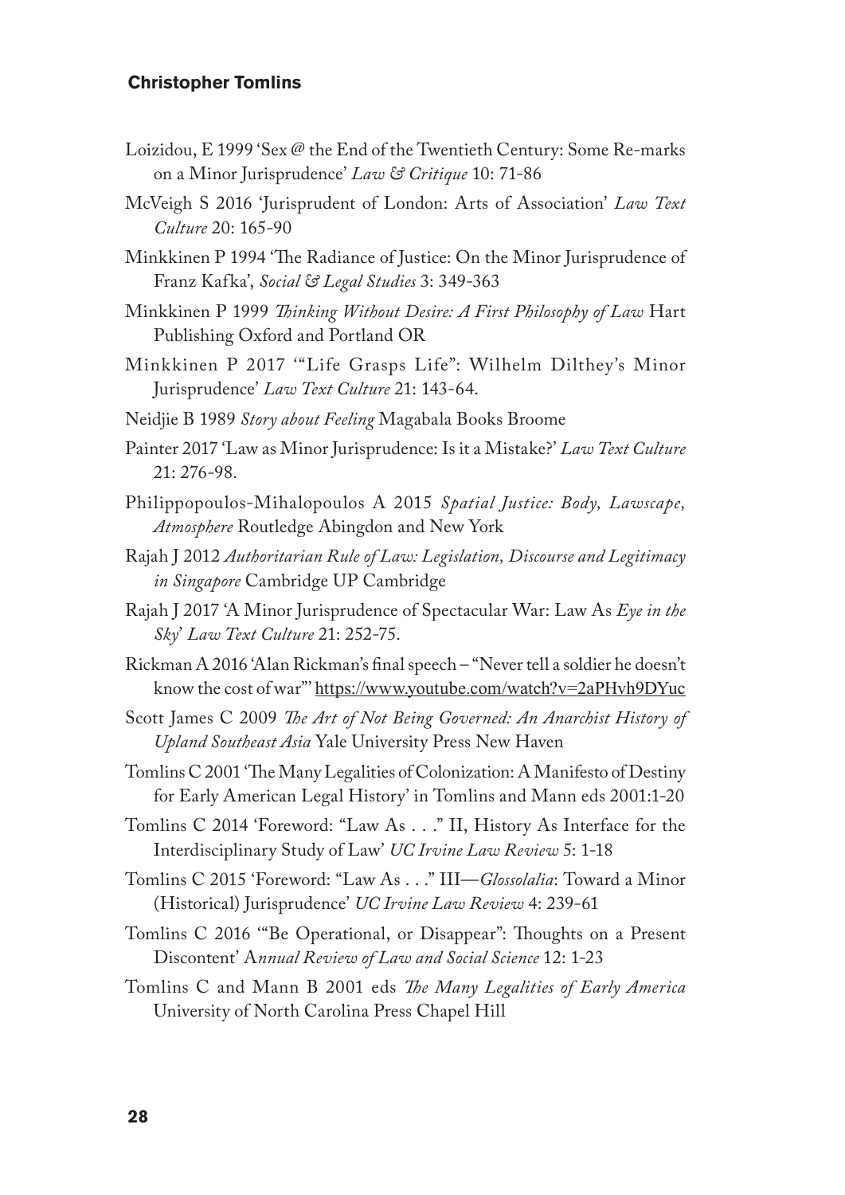Loizidou, E 1999 'Sex @ the End of the Twentieth Century: Some Re-marks on a Minor Jurisprudence' *Law & Critique* 10: 71-86

McVeigh S 2016 'Jurisprudent of London: Arts of Association' *Law Text Culture* 20: 165-90

Minkkinen P 1994 'The Radiance of Justice: On the Minor Jurisprudence of Franz Kafka', *Social & Legal Studies* 3: 349-363

Minkkinen P 1999 *Thinking Without Desire: A First Philosophy of Law* Hart Publishing Oxford and Portland OR

Minkkinen P 2017 '"Life Grasps Life": Wilhelm Dilthey's Minor Jurisprudence' *Law Text Culture* 21: 143-64.

Neidjie B 1989 *Story about Feeling* Magabala Books Broome

Painter 2017 'Law as Minor Jurisprudence: Is it a Mistake?' *Law Text Culture* 21: 276-98.

Philippopoulos-Mihalopoulos A 2015 *Spatial Justice: Body, Lawscape, Atmosphere* Routledge Abingdon and New York

Rajah J 2012 *Authoritarian Rule of Law: Legislation, Discourse and Legitimacy in Singapore* Cambridge UP Cambridge

Rajah J 2017 'A Minor Jurisprudence of Spectacular War: Law As *Eye in the Sky*' *Law Text Culture* 21: 252-75.

Rickman A 2016 'Alan Rickman's final speech – "Never tell a soldier he doesn't know the cost of war"' https://www.youtube.com/watch?v=2aPHvh9DYuc

Scott James C 2009 *The Art of Not Being Governed: An Anarchist History of Upland Southeast Asia* Yale University Press New Haven

Tomlins C 2001 'The Many Legalities of Colonization: A Manifesto of Destiny for Early American Legal History' in Tomlins and Mann eds 2001:1-20

Tomlins C 2014 'Foreword: "Law As . . ." II, History As Interface for the Interdisciplinary Study of Law' *UC Irvine Law Review* 5: 1-18

Tomlins C 2015 'Foreword: "Law As . . ." III—*Glossolalia*: Toward a Minor (Historical) Jurisprudence' *UC Irvine Law Review* 4: 239-61

Tomlins C 2016 '"Be Operational, or Disappear": Thoughts on a Present Discontent' A*nnual Review of Law and Social Science* 12: 1-23

Tomlins C and Mann B 2001 eds *The Many Legalities of Early America* University of North Carolina Press Chapel Hill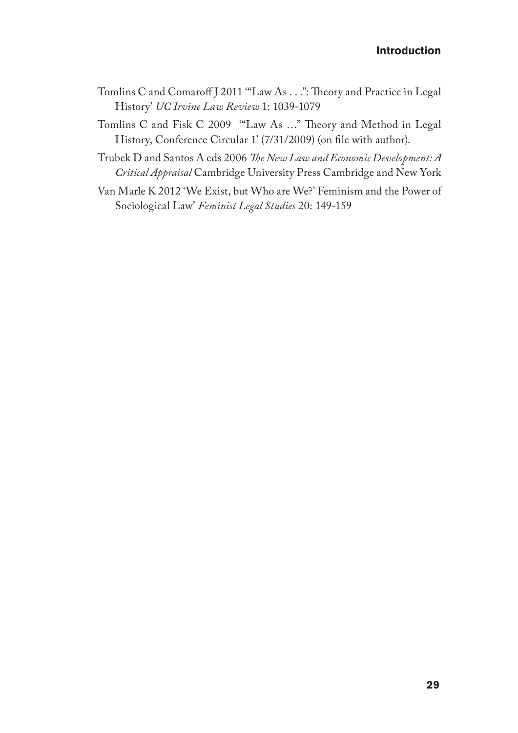Tomlins C and Comaroff J 2011 '"Law As . . .": Theory and Practice in Legal History' *UC Irvine Law Review* 1: 1039-1079

Tomlins C and Fisk C 2009 '"Law As …" Theory and Method in Legal History, Conference Circular 1' (7/31/2009) (on file with author).

Trubek D and Santos A eds 2006 *The New Law and Economic Development: A Critical Appraisal* Cambridge University Press Cambridge and New York

Van Marle K 2012 'We Exist, but Who are We?' Feminism and the Power of Sociological Law' *Feminist Legal Studies* 20: 149-159